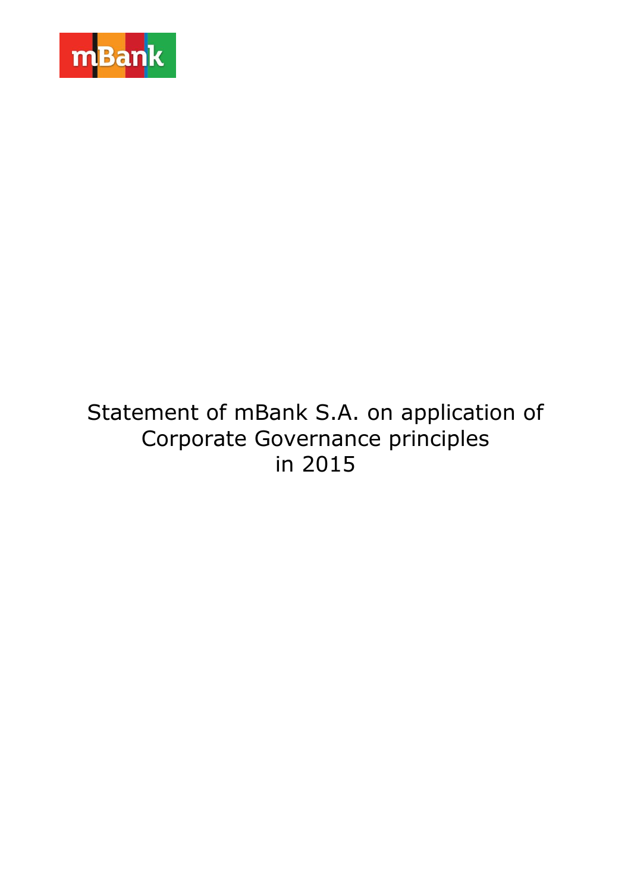mBank

# Statement of mBank S.A. on application of Corporate Governance principles in 2015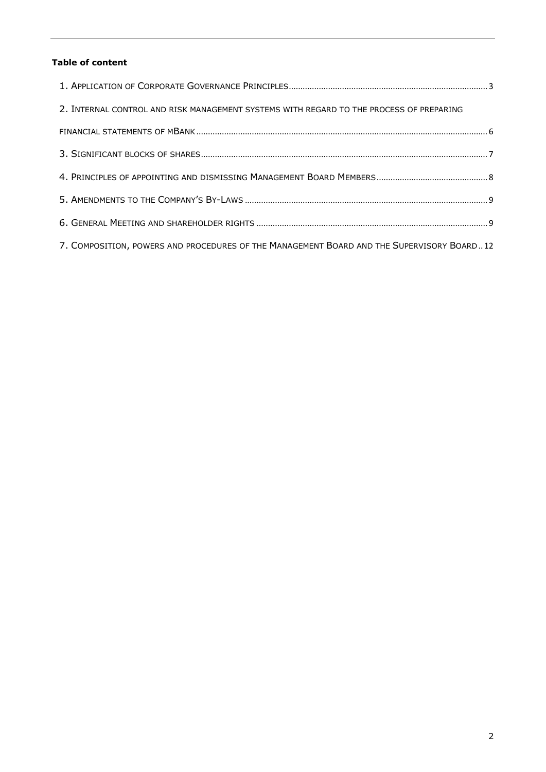**Table of content**

1. Application of Corporate Governance Principles ..... 3
2. Internal control and risk management systems with regard to the process of preparing financial statements of mBank ..... 6
3. Significant blocks of shares ..... 7
4. Principles of appointing and dismissing Management Board Members ..... 8
5. Amendments to the Company's By-Laws ..... 9
6. General Meeting and shareholder rights ..... 9
7. Composition, powers and procedures of the Management Board and the Supervisory Board ..... 12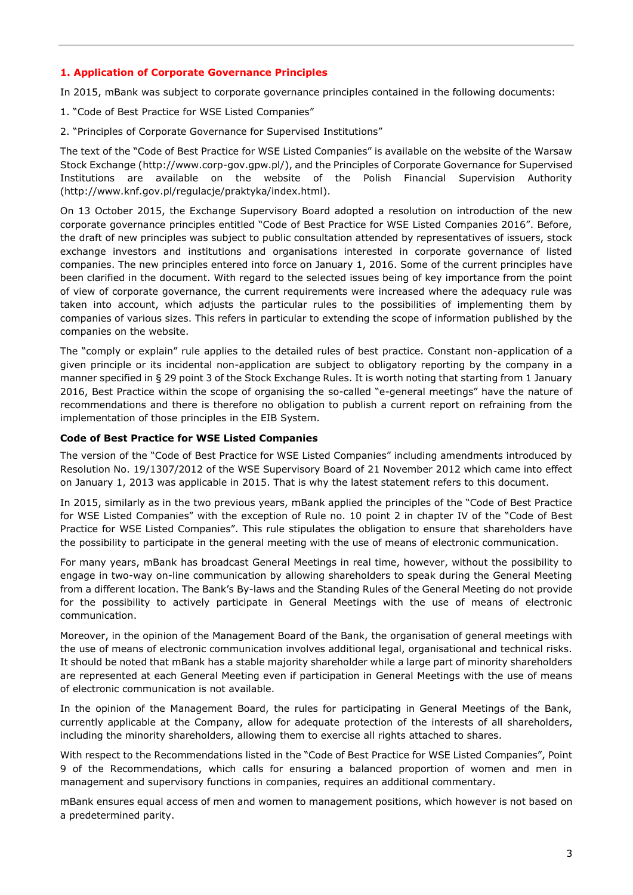## 1. Application of Corporate Governance Principles

In 2015, mBank was subject to corporate governance principles contained in the following documents:

1. "Code of Best Practice for WSE Listed Companies"
2. "Principles of Corporate Governance for Supervised Institutions"

The text of the "Code of Best Practice for WSE Listed Companies" is available on the website of the Warsaw Stock Exchange (http://www.corp-gov.gpw.pl/), and the Principles of Corporate Governance for Supervised Institutions are available on the website of the Polish Financial Supervision Authority (http://www.knf.gov.pl/regulacje/praktyka/index.html).

On 13 October 2015, the Exchange Supervisory Board adopted a resolution on introduction of the new corporate governance principles entitled "Code of Best Practice for WSE Listed Companies 2016". Before, the draft of new principles was subject to public consultation attended by representatives of issuers, stock exchange investors and institutions and organisations interested in corporate governance of listed companies. The new principles entered into force on January 1, 2016. Some of the current principles have been clarified in the document. With regard to the selected issues being of key importance from the point of view of corporate governance, the current requirements were increased where the adequacy rule was taken into account, which adjusts the particular rules to the possibilities of implementing them by companies of various sizes. This refers in particular to extending the scope of information published by the companies on the website.

The "comply or explain" rule applies to the detailed rules of best practice. Constant non-application of a given principle or its incidental non-application are subject to obligatory reporting by the company in a manner specified in § 29 point 3 of the Stock Exchange Rules. It is worth noting that starting from 1 January 2016, Best Practice within the scope of organising the so-called "e-general meetings" have the nature of recommendations and there is therefore no obligation to publish a current report on refraining from the implementation of those principles in the EIB System.

**Code of Best Practice for WSE Listed Companies**

The version of the "Code of Best Practice for WSE Listed Companies" including amendments introduced by Resolution No. 19/1307/2012 of the WSE Supervisory Board of 21 November 2012 which came into effect on January 1, 2013 was applicable in 2015. That is why the latest statement refers to this document.

In 2015, similarly as in the two previous years, mBank applied the principles of the "Code of Best Practice for WSE Listed Companies" with the exception of Rule no. 10 point 2 in chapter IV of the "Code of Best Practice for WSE Listed Companies". This rule stipulates the obligation to ensure that shareholders have the possibility to participate in the general meeting with the use of means of electronic communication.

For many years, mBank has broadcast General Meetings in real time, however, without the possibility to engage in two-way on-line communication by allowing shareholders to speak during the General Meeting from a different location. The Bank's By-laws and the Standing Rules of the General Meeting do not provide for the possibility to actively participate in General Meetings with the use of means of electronic communication.

Moreover, in the opinion of the Management Board of the Bank, the organisation of general meetings with the use of means of electronic communication involves additional legal, organisational and technical risks. It should be noted that mBank has a stable majority shareholder while a large part of minority shareholders are represented at each General Meeting even if participation in General Meetings with the use of means of electronic communication is not available.

In the opinion of the Management Board, the rules for participating in General Meetings of the Bank, currently applicable at the Company, allow for adequate protection of the interests of all shareholders, including the minority shareholders, allowing them to exercise all rights attached to shares.

With respect to the Recommendations listed in the "Code of Best Practice for WSE Listed Companies", Point 9 of the Recommendations, which calls for ensuring a balanced proportion of women and men in management and supervisory functions in companies, requires an additional commentary.

mBank ensures equal access of men and women to management positions, which however is not based on a predetermined parity.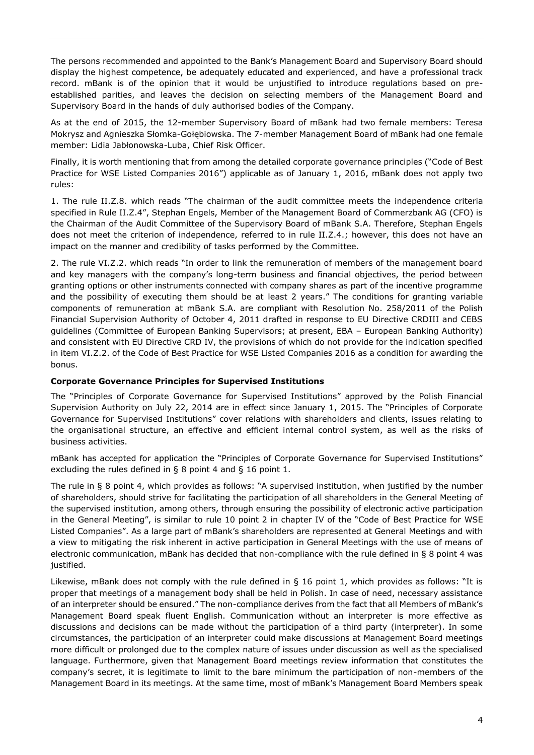The persons recommended and appointed to the Bank's Management Board and Supervisory Board should display the highest competence, be adequately educated and experienced, and have a professional track record. mBank is of the opinion that it would be unjustified to introduce regulations based on pre-established parities, and leaves the decision on selecting members of the Management Board and Supervisory Board in the hands of duly authorised bodies of the Company.

As at the end of 2015, the 12-member Supervisory Board of mBank had two female members: Teresa Mokrysz and Agnieszka Słomka-Gołębiowska. The 7-member Management Board of mBank had one female member: Lidia Jabłonowska-Luba, Chief Risk Officer.

Finally, it is worth mentioning that from among the detailed corporate governance principles ("Code of Best Practice for WSE Listed Companies 2016") applicable as of January 1, 2016, mBank does not apply two rules:

1. The rule II.Z.8. which reads "The chairman of the audit committee meets the independence criteria specified in Rule II.Z.4", Stephan Engels, Member of the Management Board of Commerzbank AG (CFO) is the Chairman of the Audit Committee of the Supervisory Board of mBank S.A. Therefore, Stephan Engels does not meet the criterion of independence, referred to in rule II.Z.4.; however, this does not have an impact on the manner and credibility of tasks performed by the Committee.

2. The rule VI.Z.2. which reads "In order to link the remuneration of members of the management board and key managers with the company's long-term business and financial objectives, the period between granting options or other instruments connected with company shares as part of the incentive programme and the possibility of executing them should be at least 2 years." The conditions for granting variable components of remuneration at mBank S.A. are compliant with Resolution No. 258/2011 of the Polish Financial Supervision Authority of October 4, 2011 drafted in response to EU Directive CRDIII and CEBS guidelines (Committee of European Banking Supervisors; at present, EBA – European Banking Authority) and consistent with EU Directive CRD IV, the provisions of which do not provide for the indication specified in item VI.Z.2. of the Code of Best Practice for WSE Listed Companies 2016 as a condition for awarding the bonus.

**Corporate Governance Principles for Supervised Institutions**

The "Principles of Corporate Governance for Supervised Institutions" approved by the Polish Financial Supervision Authority on July 22, 2014 are in effect since January 1, 2015. The "Principles of Corporate Governance for Supervised Institutions" cover relations with shareholders and clients, issues relating to the organisational structure, an effective and efficient internal control system, as well as the risks of business activities.

mBank has accepted for application the "Principles of Corporate Governance for Supervised Institutions" excluding the rules defined in § 8 point 4 and § 16 point 1.

The rule in § 8 point 4, which provides as follows: "A supervised institution, when justified by the number of shareholders, should strive for facilitating the participation of all shareholders in the General Meeting of the supervised institution, among others, through ensuring the possibility of electronic active participation in the General Meeting", is similar to rule 10 point 2 in chapter IV of the "Code of Best Practice for WSE Listed Companies". As a large part of mBank's shareholders are represented at General Meetings and with a view to mitigating the risk inherent in active participation in General Meetings with the use of means of electronic communication, mBank has decided that non-compliance with the rule defined in § 8 point 4 was justified.

Likewise, mBank does not comply with the rule defined in § 16 point 1, which provides as follows: "It is proper that meetings of a management body shall be held in Polish. In case of need, necessary assistance of an interpreter should be ensured." The non-compliance derives from the fact that all Members of mBank's Management Board speak fluent English. Communication without an interpreter is more effective as discussions and decisions can be made without the participation of a third party (interpreter). In some circumstances, the participation of an interpreter could make discussions at Management Board meetings more difficult or prolonged due to the complex nature of issues under discussion as well as the specialised language. Furthermore, given that Management Board meetings review information that constitutes the company's secret, it is legitimate to limit to the bare minimum the participation of non-members of the Management Board in its meetings. At the same time, most of mBank's Management Board Members speak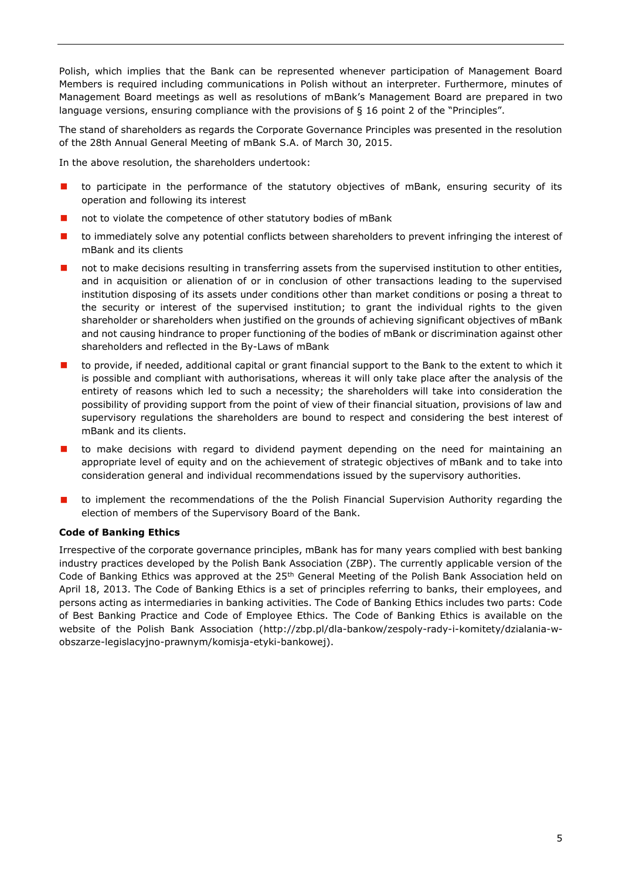Polish, which implies that the Bank can be represented whenever participation of Management Board Members is required including communications in Polish without an interpreter. Furthermore, minutes of Management Board meetings as well as resolutions of mBank's Management Board are prepared in two language versions, ensuring compliance with the provisions of § 16 point 2 of the "Principles".

The stand of shareholders as regards the Corporate Governance Principles was presented in the resolution of the 28th Annual General Meeting of mBank S.A. of March 30, 2015.

In the above resolution, the shareholders undertook:

- to participate in the performance of the statutory objectives of mBank, ensuring security of its operation and following its interest
- not to violate the competence of other statutory bodies of mBank
- to immediately solve any potential conflicts between shareholders to prevent infringing the interest of mBank and its clients
- not to make decisions resulting in transferring assets from the supervised institution to other entities, and in acquisition or alienation of or in conclusion of other transactions leading to the supervised institution disposing of its assets under conditions other than market conditions or posing a threat to the security or interest of the supervised institution; to grant the individual rights to the given shareholder or shareholders when justified on the grounds of achieving significant objectives of mBank and not causing hindrance to proper functioning of the bodies of mBank or discrimination against other shareholders and reflected in the By-Laws of mBank
- to provide, if needed, additional capital or grant financial support to the Bank to the extent to which it is possible and compliant with authorisations, whereas it will only take place after the analysis of the entirety of reasons which led to such a necessity; the shareholders will take into consideration the possibility of providing support from the point of view of their financial situation, provisions of law and supervisory regulations the shareholders are bound to respect and considering the best interest of mBank and its clients.
- to make decisions with regard to dividend payment depending on the need for maintaining an appropriate level of equity and on the achievement of strategic objectives of mBank and to take into consideration general and individual recommendations issued by the supervisory authorities.
- to implement the recommendations of the the Polish Financial Supervision Authority regarding the election of members of the Supervisory Board of the Bank.

**Code of Banking Ethics**

Irrespective of the corporate governance principles, mBank has for many years complied with best banking industry practices developed by the Polish Bank Association (ZBP). The currently applicable version of the Code of Banking Ethics was approved at the 25th General Meeting of the Polish Bank Association held on April 18, 2013. The Code of Banking Ethics is a set of principles referring to banks, their employees, and persons acting as intermediaries in banking activities. The Code of Banking Ethics includes two parts: Code of Best Banking Practice and Code of Employee Ethics. The Code of Banking Ethics is available on the website of the Polish Bank Association (http://zbp.pl/dla-bankow/zespoly-rady-i-komitety/dzialania-w-obszarze-legislacyjno-prawnym/komisja-etyki-bankowej).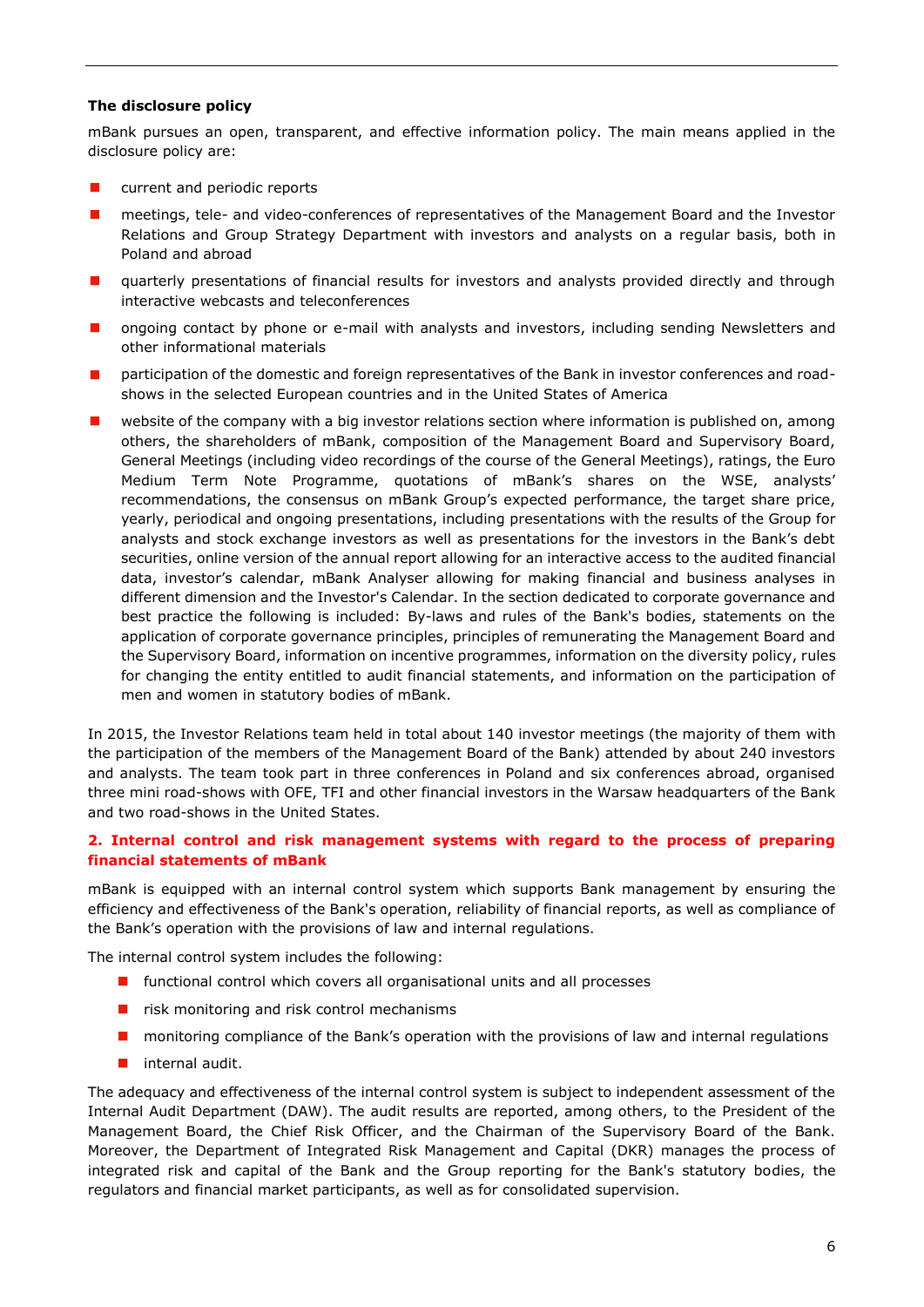**The disclosure policy**

mBank pursues an open, transparent, and effective information policy. The main means applied in the disclosure policy are:

- current and periodic reports
- meetings, tele- and video-conferences of representatives of the Management Board and the Investor Relations and Group Strategy Department with investors and analysts on a regular basis, both in Poland and abroad
- quarterly presentations of financial results for investors and analysts provided directly and through interactive webcasts and teleconferences
- ongoing contact by phone or e-mail with analysts and investors, including sending Newsletters and other informational materials
- participation of the domestic and foreign representatives of the Bank in investor conferences and road-shows in the selected European countries and in the United States of America
- website of the company with a big investor relations section where information is published on, among others, the shareholders of mBank, composition of the Management Board and Supervisory Board, General Meetings (including video recordings of the course of the General Meetings), ratings, the Euro Medium Term Note Programme, quotations of mBank's shares on the WSE, analysts' recommendations, the consensus on mBank Group's expected performance, the target share price, yearly, periodical and ongoing presentations, including presentations with the results of the Group for analysts and stock exchange investors as well as presentations for the investors in the Bank's debt securities, online version of the annual report allowing for an interactive access to the audited financial data, investor's calendar, mBank Analyser allowing for making financial and business analyses in different dimension and the Investor's Calendar. In the section dedicated to corporate governance and best practice the following is included: By-laws and rules of the Bank's bodies, statements on the application of corporate governance principles, principles of remunerating the Management Board and the Supervisory Board, information on incentive programmes, information on the diversity policy, rules for changing the entity entitled to audit financial statements, and information on the participation of men and women in statutory bodies of mBank.

In 2015, the Investor Relations team held in total about 140 investor meetings (the majority of them with the participation of the members of the Management Board of the Bank) attended by about 240 investors and analysts. The team took part in three conferences in Poland and six conferences abroad, organised three mini road-shows with OFE, TFI and other financial investors in the Warsaw headquarters of the Bank and two road-shows in the United States.

## 2. Internal control and risk management systems with regard to the process of preparing financial statements of mBank

mBank is equipped with an internal control system which supports Bank management by ensuring the efficiency and effectiveness of the Bank's operation, reliability of financial reports, as well as compliance of the Bank's operation with the provisions of law and internal regulations.

The internal control system includes the following:

- functional control which covers all organisational units and all processes
- risk monitoring and risk control mechanisms
- monitoring compliance of the Bank's operation with the provisions of law and internal regulations
- internal audit.

The adequacy and effectiveness of the internal control system is subject to independent assessment of the Internal Audit Department (DAW). The audit results are reported, among others, to the President of the Management Board, the Chief Risk Officer, and the Chairman of the Supervisory Board of the Bank. Moreover, the Department of Integrated Risk Management and Capital (DKR) manages the process of integrated risk and capital of the Bank and the Group reporting for the Bank's statutory bodies, the regulators and financial market participants, as well as for consolidated supervision.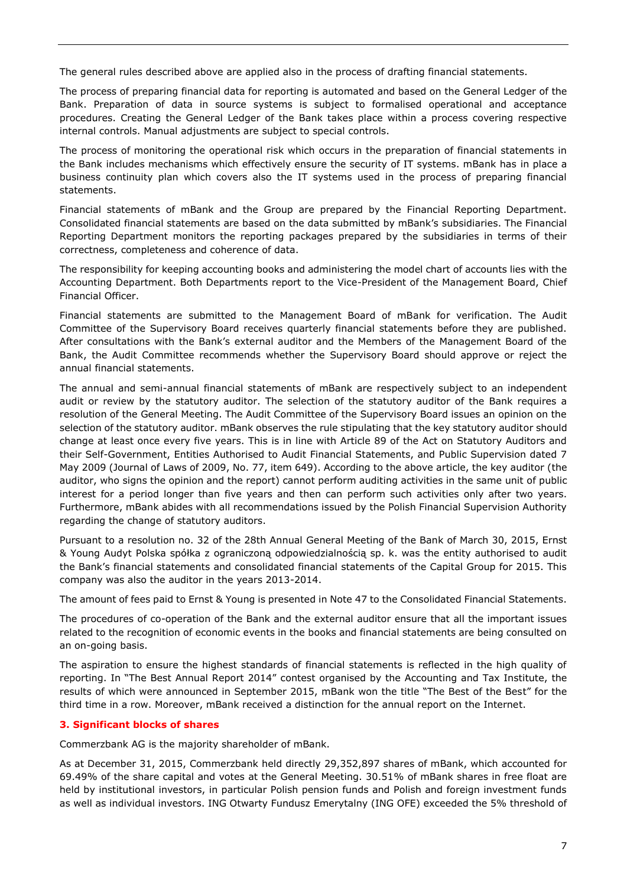The general rules described above are applied also in the process of drafting financial statements.

The process of preparing financial data for reporting is automated and based on the General Ledger of the Bank. Preparation of data in source systems is subject to formalised operational and acceptance procedures. Creating the General Ledger of the Bank takes place within a process covering respective internal controls. Manual adjustments are subject to special controls.

The process of monitoring the operational risk which occurs in the preparation of financial statements in the Bank includes mechanisms which effectively ensure the security of IT systems. mBank has in place a business continuity plan which covers also the IT systems used in the process of preparing financial statements.

Financial statements of mBank and the Group are prepared by the Financial Reporting Department. Consolidated financial statements are based on the data submitted by mBank's subsidiaries. The Financial Reporting Department monitors the reporting packages prepared by the subsidiaries in terms of their correctness, completeness and coherence of data.

The responsibility for keeping accounting books and administering the model chart of accounts lies with the Accounting Department. Both Departments report to the Vice-President of the Management Board, Chief Financial Officer.

Financial statements are submitted to the Management Board of mBank for verification. The Audit Committee of the Supervisory Board receives quarterly financial statements before they are published. After consultations with the Bank's external auditor and the Members of the Management Board of the Bank, the Audit Committee recommends whether the Supervisory Board should approve or reject the annual financial statements.

The annual and semi-annual financial statements of mBank are respectively subject to an independent audit or review by the statutory auditor. The selection of the statutory auditor of the Bank requires a resolution of the General Meeting. The Audit Committee of the Supervisory Board issues an opinion on the selection of the statutory auditor. mBank observes the rule stipulating that the key statutory auditor should change at least once every five years. This is in line with Article 89 of the Act on Statutory Auditors and their Self-Government, Entities Authorised to Audit Financial Statements, and Public Supervision dated 7 May 2009 (Journal of Laws of 2009, No. 77, item 649). According to the above article, the key auditor (the auditor, who signs the opinion and the report) cannot perform auditing activities in the same unit of public interest for a period longer than five years and then can perform such activities only after two years. Furthermore, mBank abides with all recommendations issued by the Polish Financial Supervision Authority regarding the change of statutory auditors.

Pursuant to a resolution no. 32 of the 28th Annual General Meeting of the Bank of March 30, 2015, Ernst & Young Audyt Polska spółka z ograniczoną odpowiedzialnością sp. k. was the entity authorised to audit the Bank's financial statements and consolidated financial statements of the Capital Group for 2015. This company was also the auditor in the years 2013-2014.

The amount of fees paid to Ernst & Young is presented in Note 47 to the Consolidated Financial Statements.

The procedures of co-operation of the Bank and the external auditor ensure that all the important issues related to the recognition of economic events in the books and financial statements are being consulted on an on-going basis.

The aspiration to ensure the highest standards of financial statements is reflected in the high quality of reporting. In "The Best Annual Report 2014" contest organised by the Accounting and Tax Institute, the results of which were announced in September 2015, mBank won the title "The Best of the Best" for the third time in a row. Moreover, mBank received a distinction for the annual report on the Internet.

### 3. Significant blocks of shares

Commerzbank AG is the majority shareholder of mBank.

As at December 31, 2015, Commerzbank held directly 29,352,897 shares of mBank, which accounted for 69.49% of the share capital and votes at the General Meeting. 30.51% of mBank shares in free float are held by institutional investors, in particular Polish pension funds and Polish and foreign investment funds as well as individual investors. ING Otwarty Fundusz Emerytalny (ING OFE) exceeded the 5% threshold of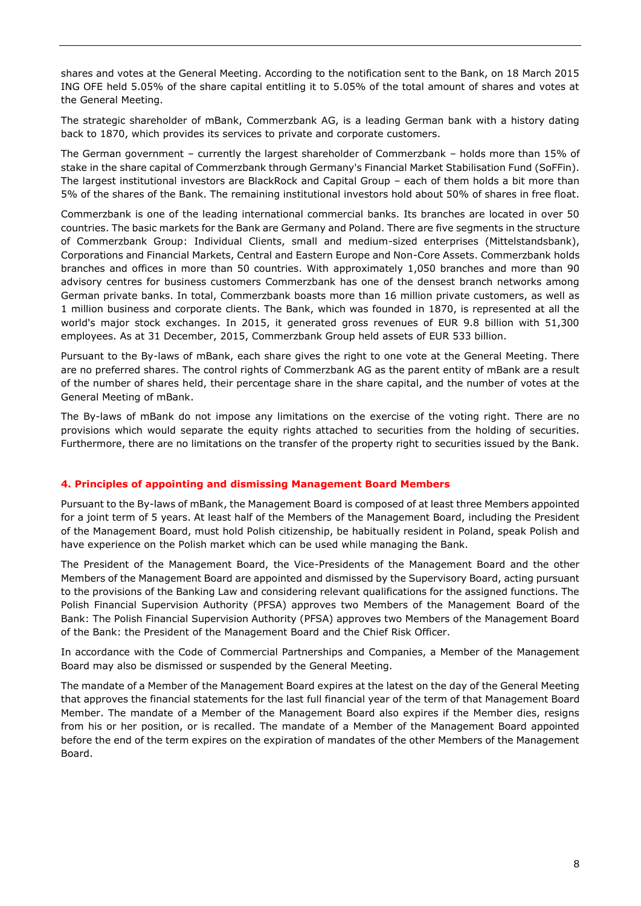shares and votes at the General Meeting. According to the notification sent to the Bank, on 18 March 2015 ING OFE held 5.05% of the share capital entitling it to 5.05% of the total amount of shares and votes at the General Meeting.

The strategic shareholder of mBank, Commerzbank AG, is a leading German bank with a history dating back to 1870, which provides its services to private and corporate customers.

The German government – currently the largest shareholder of Commerzbank – holds more than 15% of stake in the share capital of Commerzbank through Germany's Financial Market Stabilisation Fund (SoFFin). The largest institutional investors are BlackRock and Capital Group – each of them holds a bit more than 5% of the shares of the Bank. The remaining institutional investors hold about 50% of shares in free float.

Commerzbank is one of the leading international commercial banks. Its branches are located in over 50 countries. The basic markets for the Bank are Germany and Poland. There are five segments in the structure of Commerzbank Group: Individual Clients, small and medium-sized enterprises (Mittelstandsbank), Corporations and Financial Markets, Central and Eastern Europe and Non-Core Assets. Commerzbank holds branches and offices in more than 50 countries. With approximately 1,050 branches and more than 90 advisory centres for business customers Commerzbank has one of the densest branch networks among German private banks. In total, Commerzbank boasts more than 16 million private customers, as well as 1 million business and corporate clients. The Bank, which was founded in 1870, is represented at all the world's major stock exchanges. In 2015, it generated gross revenues of EUR 9.8 billion with 51,300 employees. As at 31 December, 2015, Commerzbank Group held assets of EUR 533 billion.

Pursuant to the By-laws of mBank, each share gives the right to one vote at the General Meeting. There are no preferred shares. The control rights of Commerzbank AG as the parent entity of mBank are a result of the number of shares held, their percentage share in the share capital, and the number of votes at the General Meeting of mBank.

The By-laws of mBank do not impose any limitations on the exercise of the voting right. There are no provisions which would separate the equity rights attached to securities from the holding of securities. Furthermore, there are no limitations on the transfer of the property right to securities issued by the Bank.

## 4. Principles of appointing and dismissing Management Board Members

Pursuant to the By-laws of mBank, the Management Board is composed of at least three Members appointed for a joint term of 5 years. At least half of the Members of the Management Board, including the President of the Management Board, must hold Polish citizenship, be habitually resident in Poland, speak Polish and have experience on the Polish market which can be used while managing the Bank.

The President of the Management Board, the Vice-Presidents of the Management Board and the other Members of the Management Board are appointed and dismissed by the Supervisory Board, acting pursuant to the provisions of the Banking Law and considering relevant qualifications for the assigned functions. The Polish Financial Supervision Authority (PFSA) approves two Members of the Management Board of the Bank: The Polish Financial Supervision Authority (PFSA) approves two Members of the Management Board of the Bank: the President of the Management Board and the Chief Risk Officer.

In accordance with the Code of Commercial Partnerships and Companies, a Member of the Management Board may also be dismissed or suspended by the General Meeting.

The mandate of a Member of the Management Board expires at the latest on the day of the General Meeting that approves the financial statements for the last full financial year of the term of that Management Board Member. The mandate of a Member of the Management Board also expires if the Member dies, resigns from his or her position, or is recalled. The mandate of a Member of the Management Board appointed before the end of the term expires on the expiration of mandates of the other Members of the Management Board.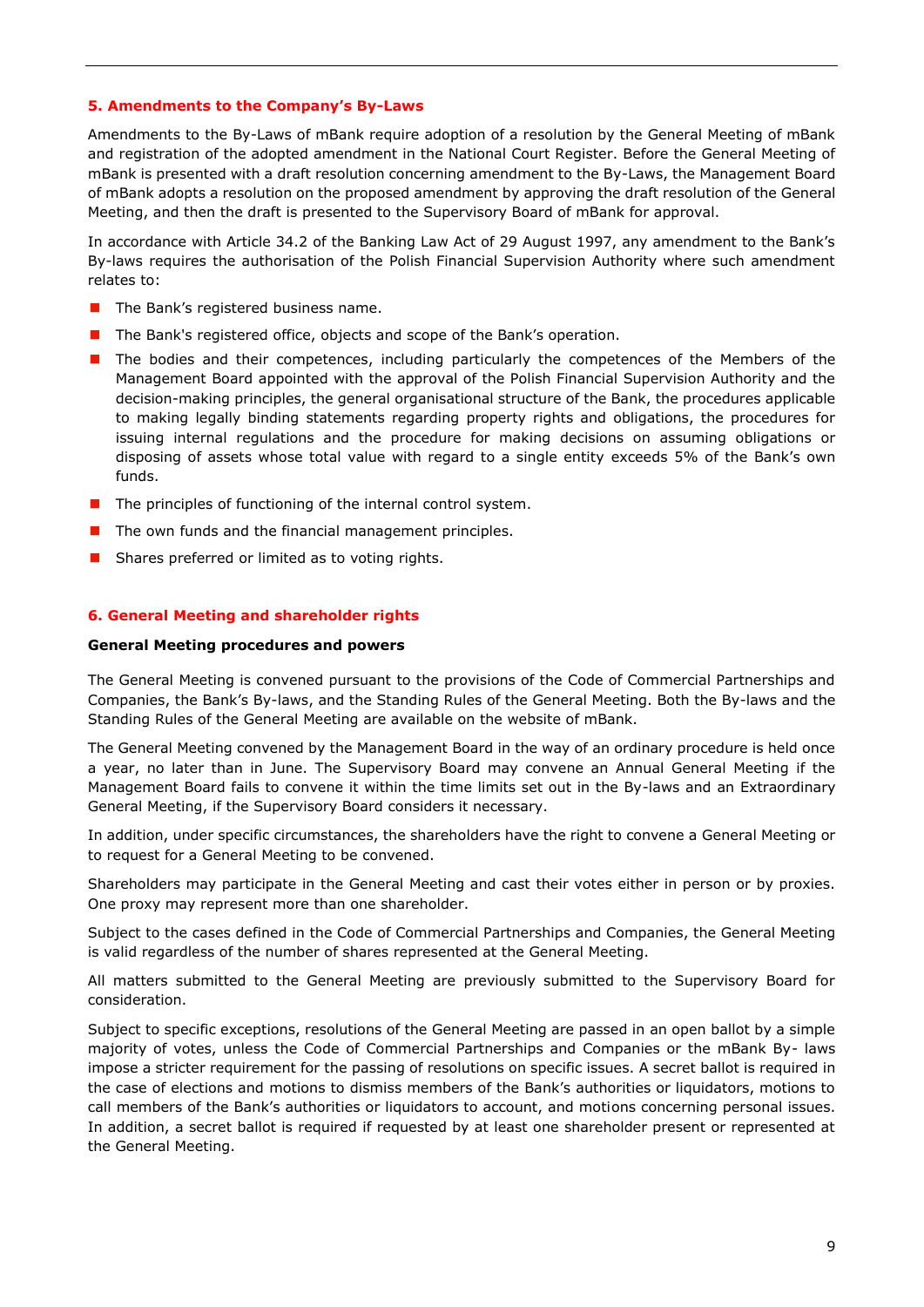## 5. Amendments to the Company's By-Laws

Amendments to the By-Laws of mBank require adoption of a resolution by the General Meeting of mBank and registration of the adopted amendment in the National Court Register. Before the General Meeting of mBank is presented with a draft resolution concerning amendment to the By-Laws, the Management Board of mBank adopts a resolution on the proposed amendment by approving the draft resolution of the General Meeting, and then the draft is presented to the Supervisory Board of mBank for approval.

In accordance with Article 34.2 of the Banking Law Act of 29 August 1997, any amendment to the Bank's By-laws requires the authorisation of the Polish Financial Supervision Authority where such amendment relates to:

- The Bank's registered business name.
- The Bank's registered office, objects and scope of the Bank's operation.
- The bodies and their competences, including particularly the competences of the Members of the Management Board appointed with the approval of the Polish Financial Supervision Authority and the decision-making principles, the general organisational structure of the Bank, the procedures applicable to making legally binding statements regarding property rights and obligations, the procedures for issuing internal regulations and the procedure for making decisions on assuming obligations or disposing of assets whose total value with regard to a single entity exceeds 5% of the Bank's own funds.
- The principles of functioning of the internal control system.
- The own funds and the financial management principles.
- Shares preferred or limited as to voting rights.

## 6. General Meeting and shareholder rights

**General Meeting procedures and powers**

The General Meeting is convened pursuant to the provisions of the Code of Commercial Partnerships and Companies, the Bank's By-laws, and the Standing Rules of the General Meeting. Both the By-laws and the Standing Rules of the General Meeting are available on the website of mBank.

The General Meeting convened by the Management Board in the way of an ordinary procedure is held once a year, no later than in June. The Supervisory Board may convene an Annual General Meeting if the Management Board fails to convene it within the time limits set out in the By-laws and an Extraordinary General Meeting, if the Supervisory Board considers it necessary.

In addition, under specific circumstances, the shareholders have the right to convene a General Meeting or to request for a General Meeting to be convened.

Shareholders may participate in the General Meeting and cast their votes either in person or by proxies. One proxy may represent more than one shareholder.

Subject to the cases defined in the Code of Commercial Partnerships and Companies, the General Meeting is valid regardless of the number of shares represented at the General Meeting.

All matters submitted to the General Meeting are previously submitted to the Supervisory Board for consideration.

Subject to specific exceptions, resolutions of the General Meeting are passed in an open ballot by a simple majority of votes, unless the Code of Commercial Partnerships and Companies or the mBank By- laws impose a stricter requirement for the passing of resolutions on specific issues. A secret ballot is required in the case of elections and motions to dismiss members of the Bank's authorities or liquidators, motions to call members of the Bank's authorities or liquidators to account, and motions concerning personal issues. In addition, a secret ballot is required if requested by at least one shareholder present or represented at the General Meeting.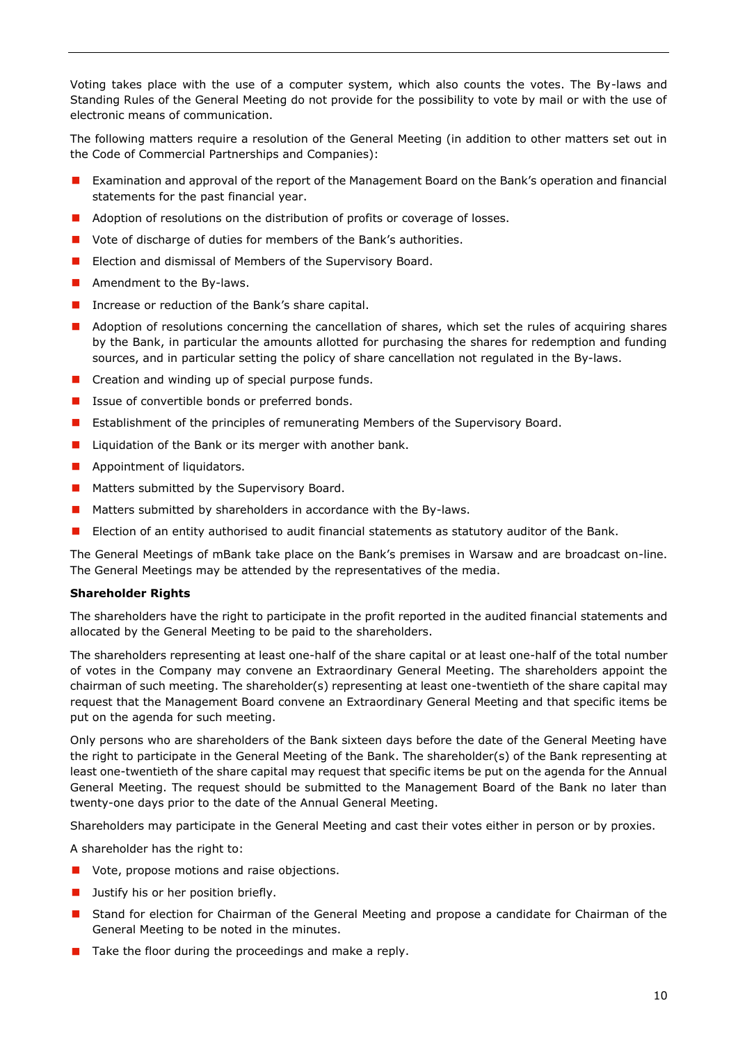Voting takes place with the use of a computer system, which also counts the votes. The By-laws and Standing Rules of the General Meeting do not provide for the possibility to vote by mail or with the use of electronic means of communication.

The following matters require a resolution of the General Meeting (in addition to other matters set out in the Code of Commercial Partnerships and Companies):

- Examination and approval of the report of the Management Board on the Bank's operation and financial statements for the past financial year.
- Adoption of resolutions on the distribution of profits or coverage of losses.
- Vote of discharge of duties for members of the Bank's authorities.
- Election and dismissal of Members of the Supervisory Board.
- Amendment to the By-laws.
- Increase or reduction of the Bank's share capital.
- Adoption of resolutions concerning the cancellation of shares, which set the rules of acquiring shares by the Bank, in particular the amounts allotted for purchasing the shares for redemption and funding sources, and in particular setting the policy of share cancellation not regulated in the By-laws.
- Creation and winding up of special purpose funds.
- Issue of convertible bonds or preferred bonds.
- Establishment of the principles of remunerating Members of the Supervisory Board.
- Liquidation of the Bank or its merger with another bank.
- Appointment of liquidators.
- Matters submitted by the Supervisory Board.
- Matters submitted by shareholders in accordance with the By-laws.
- Election of an entity authorised to audit financial statements as statutory auditor of the Bank.

The General Meetings of mBank take place on the Bank's premises in Warsaw and are broadcast on-line. The General Meetings may be attended by the representatives of the media.

**Shareholder Rights**

The shareholders have the right to participate in the profit reported in the audited financial statements and allocated by the General Meeting to be paid to the shareholders.

The shareholders representing at least one-half of the share capital or at least one-half of the total number of votes in the Company may convene an Extraordinary General Meeting. The shareholders appoint the chairman of such meeting. The shareholder(s) representing at least one-twentieth of the share capital may request that the Management Board convene an Extraordinary General Meeting and that specific items be put on the agenda for such meeting.

Only persons who are shareholders of the Bank sixteen days before the date of the General Meeting have the right to participate in the General Meeting of the Bank. The shareholder(s) of the Bank representing at least one-twentieth of the share capital may request that specific items be put on the agenda for the Annual General Meeting. The request should be submitted to the Management Board of the Bank no later than twenty-one days prior to the date of the Annual General Meeting.

Shareholders may participate in the General Meeting and cast their votes either in person or by proxies.

A shareholder has the right to:

- Vote, propose motions and raise objections.
- Justify his or her position briefly.
- Stand for election for Chairman of the General Meeting and propose a candidate for Chairman of the General Meeting to be noted in the minutes.
- Take the floor during the proceedings and make a reply.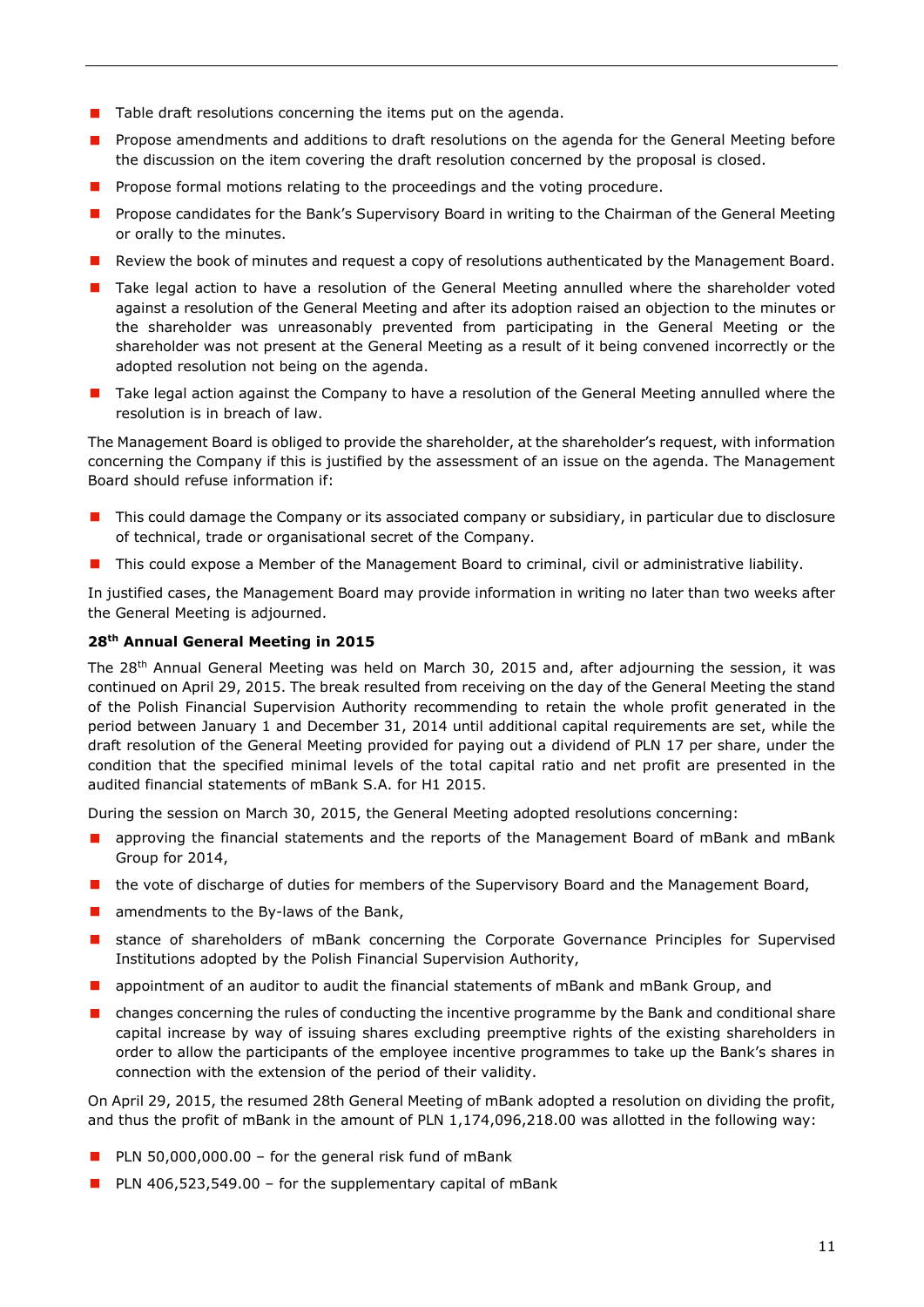- Table draft resolutions concerning the items put on the agenda.
- Propose amendments and additions to draft resolutions on the agenda for the General Meeting before the discussion on the item covering the draft resolution concerned by the proposal is closed.
- Propose formal motions relating to the proceedings and the voting procedure.
- Propose candidates for the Bank's Supervisory Board in writing to the Chairman of the General Meeting or orally to the minutes.
- Review the book of minutes and request a copy of resolutions authenticated by the Management Board.
- Take legal action to have a resolution of the General Meeting annulled where the shareholder voted against a resolution of the General Meeting and after its adoption raised an objection to the minutes or the shareholder was unreasonably prevented from participating in the General Meeting or the shareholder was not present at the General Meeting as a result of it being convened incorrectly or the adopted resolution not being on the agenda.
- Take legal action against the Company to have a resolution of the General Meeting annulled where the resolution is in breach of law.

The Management Board is obliged to provide the shareholder, at the shareholder's request, with information concerning the Company if this is justified by the assessment of an issue on the agenda. The Management Board should refuse information if:

- This could damage the Company or its associated company or subsidiary, in particular due to disclosure of technical, trade or organisational secret of the Company.
- This could expose a Member of the Management Board to criminal, civil or administrative liability.

In justified cases, the Management Board may provide information in writing no later than two weeks after the General Meeting is adjourned.

**28th Annual General Meeting in 2015**

The 28th Annual General Meeting was held on March 30, 2015 and, after adjourning the session, it was continued on April 29, 2015. The break resulted from receiving on the day of the General Meeting the stand of the Polish Financial Supervision Authority recommending to retain the whole profit generated in the period between January 1 and December 31, 2014 until additional capital requirements are set, while the draft resolution of the General Meeting provided for paying out a dividend of PLN 17 per share, under the condition that the specified minimal levels of the total capital ratio and net profit are presented in the audited financial statements of mBank S.A. for H1 2015.

During the session on March 30, 2015, the General Meeting adopted resolutions concerning:

- approving the financial statements and the reports of the Management Board of mBank and mBank Group for 2014,
- the vote of discharge of duties for members of the Supervisory Board and the Management Board,
- amendments to the By-laws of the Bank,
- stance of shareholders of mBank concerning the Corporate Governance Principles for Supervised Institutions adopted by the Polish Financial Supervision Authority,
- appointment of an auditor to audit the financial statements of mBank and mBank Group, and
- changes concerning the rules of conducting the incentive programme by the Bank and conditional share capital increase by way of issuing shares excluding preemptive rights of the existing shareholders in order to allow the participants of the employee incentive programmes to take up the Bank's shares in connection with the extension of the period of their validity.

On April 29, 2015, the resumed 28th General Meeting of mBank adopted a resolution on dividing the profit, and thus the profit of mBank in the amount of PLN 1,174,096,218.00 was allotted in the following way:

- PLN 50,000,000.00 – for the general risk fund of mBank
- PLN 406,523,549.00 – for the supplementary capital of mBank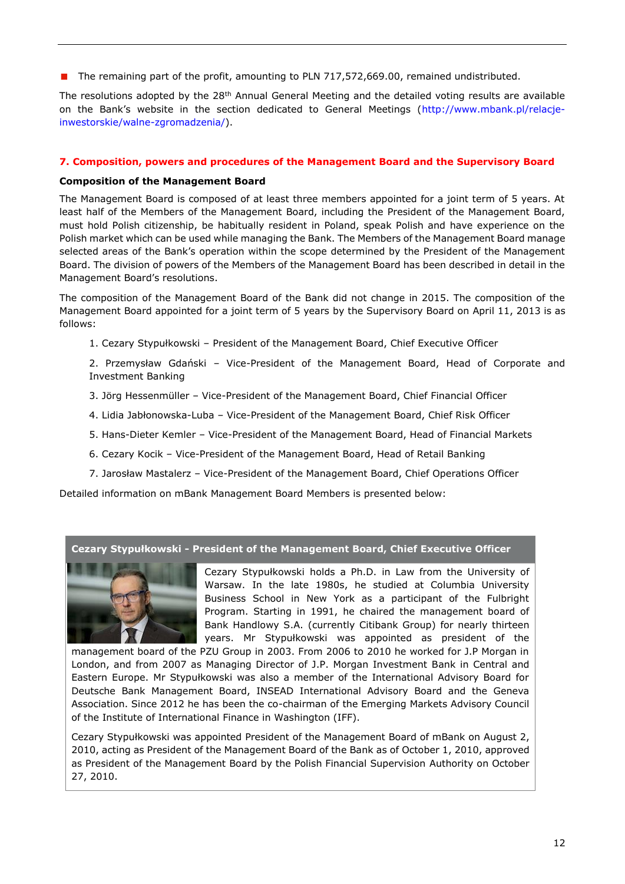- The remaining part of the profit, amounting to PLN 717,572,669.00, remained undistributed.

The resolutions adopted by the 28th Annual General Meeting and the detailed voting results are available on the Bank's website in the section dedicated to General Meetings (http://www.mbank.pl/relacje-inwestorskie/walne-zgromadzenia/).

## 7. Composition, powers and procedures of the Management Board and the Supervisory Board

### Composition of the Management Board

The Management Board is composed of at least three members appointed for a joint term of 5 years. At least half of the Members of the Management Board, including the President of the Management Board, must hold Polish citizenship, be habitually resident in Poland, speak Polish and have experience on the Polish market which can be used while managing the Bank. The Members of the Management Board manage selected areas of the Bank's operation within the scope determined by the President of the Management Board. The division of powers of the Members of the Management Board has been described in detail in the Management Board's resolutions.

The composition of the Management Board of the Bank did not change in 2015. The composition of the Management Board appointed for a joint term of 5 years by the Supervisory Board on April 11, 2013 is as follows:

1. Cezary Stypułkowski – President of the Management Board, Chief Executive Officer
2. Przemysław Gdański – Vice-President of the Management Board, Head of Corporate and Investment Banking
3. Jörg Hessenmüller – Vice-President of the Management Board, Chief Financial Officer
4. Lidia Jabłonowska-Luba – Vice-President of the Management Board, Chief Risk Officer
5. Hans-Dieter Kemler – Vice-President of the Management Board, Head of Financial Markets
6. Cezary Kocik – Vice-President of the Management Board, Head of Retail Banking
7. Jarosław Mastalerz – Vice-President of the Management Board, Chief Operations Officer

Detailed information on mBank Management Board Members is presented below:

**Cezary Stypułkowski - President of the Management Board, Chief Executive Officer**

Cezary Stypułkowski holds a Ph.D. in Law from the University of Warsaw. In the late 1980s, he studied at Columbia University Business School in New York as a participant of the Fulbright Program. Starting in 1991, he chaired the management board of Bank Handlowy S.A. (currently Citibank Group) for nearly thirteen years. Mr Stypułkowski was appointed as president of the management board of the PZU Group in 2003. From 2006 to 2010 he worked for J.P Morgan in London, and from 2007 as Managing Director of J.P. Morgan Investment Bank in Central and Eastern Europe. Mr Stypułkowski was also a member of the International Advisory Board for Deutsche Bank Management Board, INSEAD International Advisory Board and the Geneva Association. Since 2012 he has been the co-chairman of the Emerging Markets Advisory Council of the Institute of International Finance in Washington (IFF).

Cezary Stypułkowski was appointed President of the Management Board of mBank on August 2, 2010, acting as President of the Management Board of the Bank as of October 1, 2010, approved as President of the Management Board by the Polish Financial Supervision Authority on October 27, 2010.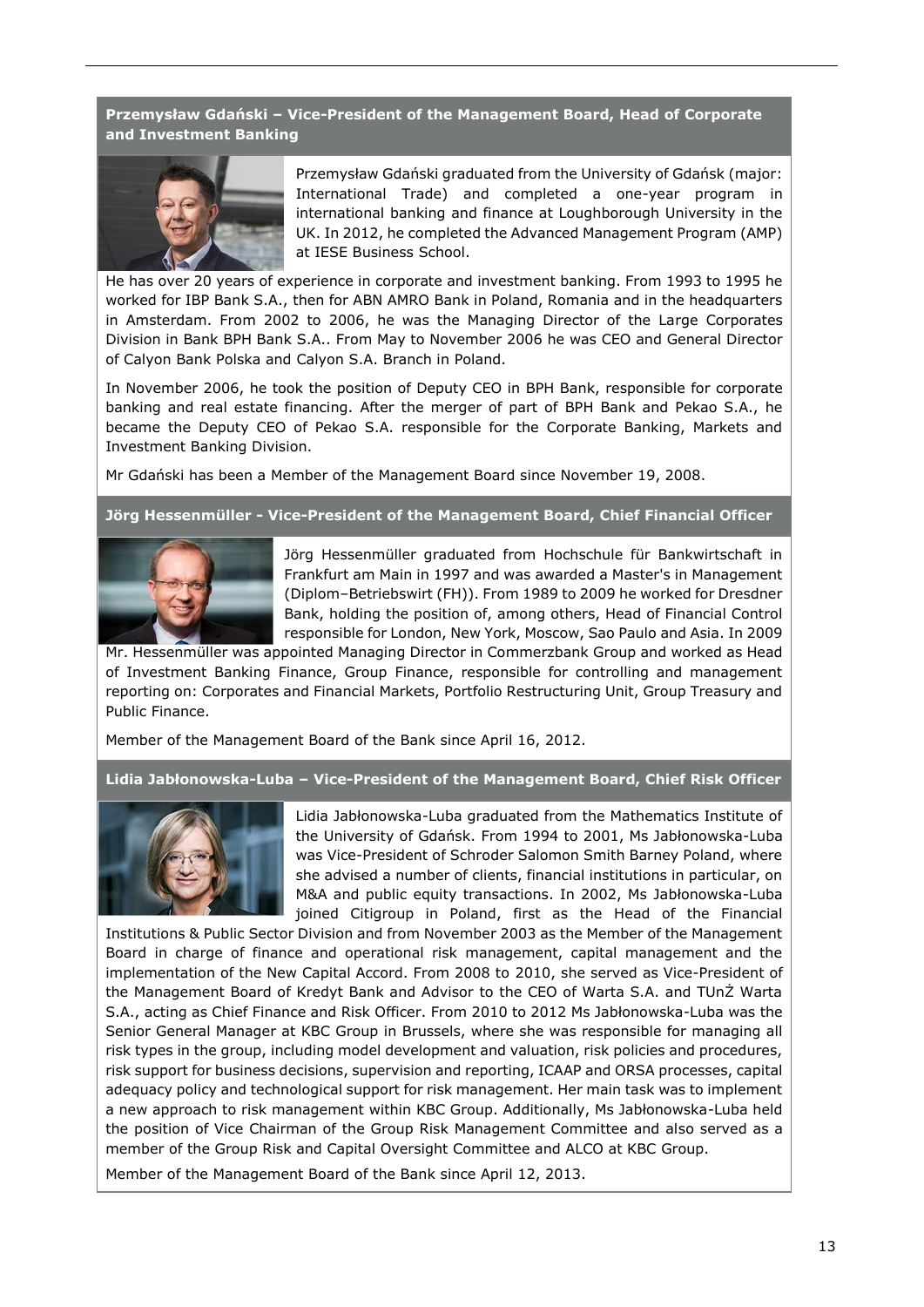### Przemysław Gdański – Vice-President of the Management Board, Head of Corporate and Investment Banking

Przemysław Gdański graduated from the University of Gdańsk (major: International Trade) and completed a one-year program in international banking and finance at Loughborough University in the UK. In 2012, he completed the Advanced Management Program (AMP) at IESE Business School.

He has over 20 years of experience in corporate and investment banking. From 1993 to 1995 he worked for IBP Bank S.A., then for ABN AMRO Bank in Poland, Romania and in the headquarters in Amsterdam. From 2002 to 2006, he was the Managing Director of the Large Corporates Division in Bank BPH Bank S.A.. From May to November 2006 he was CEO and General Director of Calyon Bank Polska and Calyon S.A. Branch in Poland.

In November 2006, he took the position of Deputy CEO in BPH Bank, responsible for corporate banking and real estate financing. After the merger of part of BPH Bank and Pekao S.A., he became the Deputy CEO of Pekao S.A. responsible for the Corporate Banking, Markets and Investment Banking Division.

Mr Gdański has been a Member of the Management Board since November 19, 2008.

### Jörg Hessenmüller - Vice-President of the Management Board, Chief Financial Officer

Jörg Hessenmüller graduated from Hochschule für Bankwirtschaft in Frankfurt am Main in 1997 and was awarded a Master's in Management (Diplom–Betriebswirt (FH)). From 1989 to 2009 he worked for Dresdner Bank, holding the position of, among others, Head of Financial Control responsible for London, New York, Moscow, Sao Paulo and Asia. In 2009 Mr. Hessenmüller was appointed Managing Director in Commerzbank Group and worked as Head of Investment Banking Finance, Group Finance, responsible for controlling and management reporting on: Corporates and Financial Markets, Portfolio Restructuring Unit, Group Treasury and Public Finance.

Member of the Management Board of the Bank since April 16, 2012.

### Lidia Jabłonowska-Luba – Vice-President of the Management Board, Chief Risk Officer

Lidia Jabłonowska-Luba graduated from the Mathematics Institute of the University of Gdańsk. From 1994 to 2001, Ms Jabłonowska-Luba was Vice-President of Schroder Salomon Smith Barney Poland, where she advised a number of clients, financial institutions in particular, on M&A and public equity transactions. In 2002, Ms Jabłonowska-Luba joined Citigroup in Poland, first as the Head of the Financial Institutions & Public Sector Division and from November 2003 as the Member of the Management Board in charge of finance and operational risk management, capital management and the implementation of the New Capital Accord. From 2008 to 2010, she served as Vice-President of the Management Board of Kredyt Bank and Advisor to the CEO of Warta S.A. and TUnŻ Warta S.A., acting as Chief Finance and Risk Officer. From 2010 to 2012 Ms Jabłonowska-Luba was the Senior General Manager at KBC Group in Brussels, where she was responsible for managing all risk types in the group, including model development and valuation, risk policies and procedures, risk support for business decisions, supervision and reporting, ICAAP and ORSA processes, capital adequacy policy and technological support for risk management. Her main task was to implement a new approach to risk management within KBC Group. Additionally, Ms Jabłonowska-Luba held the position of Vice Chairman of the Group Risk Management Committee and also served as a member of the Group Risk and Capital Oversight Committee and ALCO at KBC Group.

Member of the Management Board of the Bank since April 12, 2013.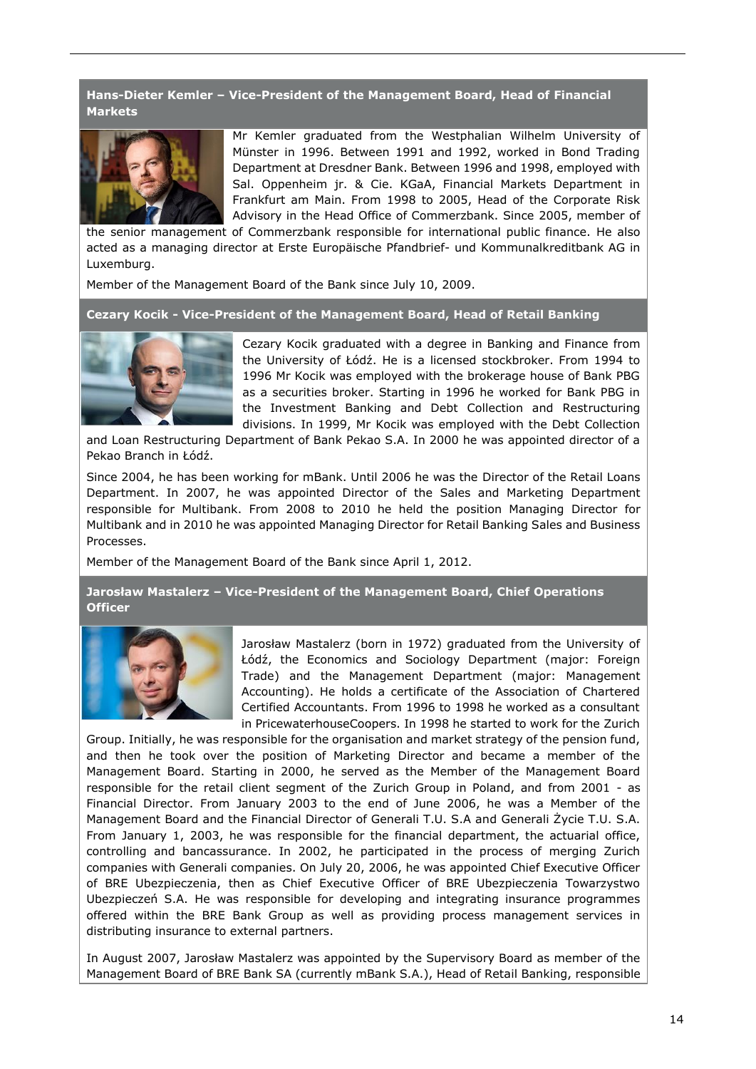### Hans-Dieter Kemler – Vice-President of the Management Board, Head of Financial Markets

Mr Kemler graduated from the Westphalian Wilhelm University of Münster in 1996. Between 1991 and 1992, worked in Bond Trading Department at Dresdner Bank. Between 1996 and 1998, employed with Sal. Oppenheim jr. & Cie. KGaA, Financial Markets Department in Frankfurt am Main. From 1998 to 2005, Head of the Corporate Risk Advisory in the Head Office of Commerzbank. Since 2005, member of the senior management of Commerzbank responsible for international public finance. He also acted as a managing director at Erste Europäische Pfandbrief- und Kommunalkreditbank AG in Luxemburg.

Member of the Management Board of the Bank since July 10, 2009.

### Cezary Kocik - Vice-President of the Management Board, Head of Retail Banking

Cezary Kocik graduated with a degree in Banking and Finance from the University of Łódź. He is a licensed stockbroker. From 1994 to 1996 Mr Kocik was employed with the brokerage house of Bank PBG as a securities broker. Starting in 1996 he worked for Bank PBG in the Investment Banking and Debt Collection and Restructuring divisions. In 1999, Mr Kocik was employed with the Debt Collection and Loan Restructuring Department of Bank Pekao S.A. In 2000 he was appointed director of a Pekao Branch in Łódź.

Since 2004, he has been working for mBank. Until 2006 he was the Director of the Retail Loans Department. In 2007, he was appointed Director of the Sales and Marketing Department responsible for Multibank. From 2008 to 2010 he held the position Managing Director for Multibank and in 2010 he was appointed Managing Director for Retail Banking Sales and Business Processes.

Member of the Management Board of the Bank since April 1, 2012.

### Jarosław Mastalerz – Vice-President of the Management Board, Chief Operations Officer

Jarosław Mastalerz (born in 1972) graduated from the University of Łódź, the Economics and Sociology Department (major: Foreign Trade) and the Management Department (major: Management Accounting). He holds a certificate of the Association of Chartered Certified Accountants. From 1996 to 1998 he worked as a consultant in PricewaterhouseCoopers. In 1998 he started to work for the Zurich Group. Initially, he was responsible for the organisation and market strategy of the pension fund, and then he took over the position of Marketing Director and became a member of the Management Board. Starting in 2000, he served as the Member of the Management Board responsible for the retail client segment of the Zurich Group in Poland, and from 2001 - as Financial Director. From January 2003 to the end of June 2006, he was a Member of the Management Board and the Financial Director of Generali T.U. S.A and Generali Życie T.U. S.A. From January 1, 2003, he was responsible for the financial department, the actuarial office, controlling and bancassurance. In 2002, he participated in the process of merging Zurich companies with Generali companies. On July 20, 2006, he was appointed Chief Executive Officer of BRE Ubezpieczenia, then as Chief Executive Officer of BRE Ubezpieczenia Towarzystwo Ubezpieczeń S.A. He was responsible for developing and integrating insurance programmes offered within the BRE Bank Group as well as providing process management services in distributing insurance to external partners.

In August 2007, Jarosław Mastalerz was appointed by the Supervisory Board as member of the Management Board of BRE Bank SA (currently mBank S.A.), Head of Retail Banking, responsible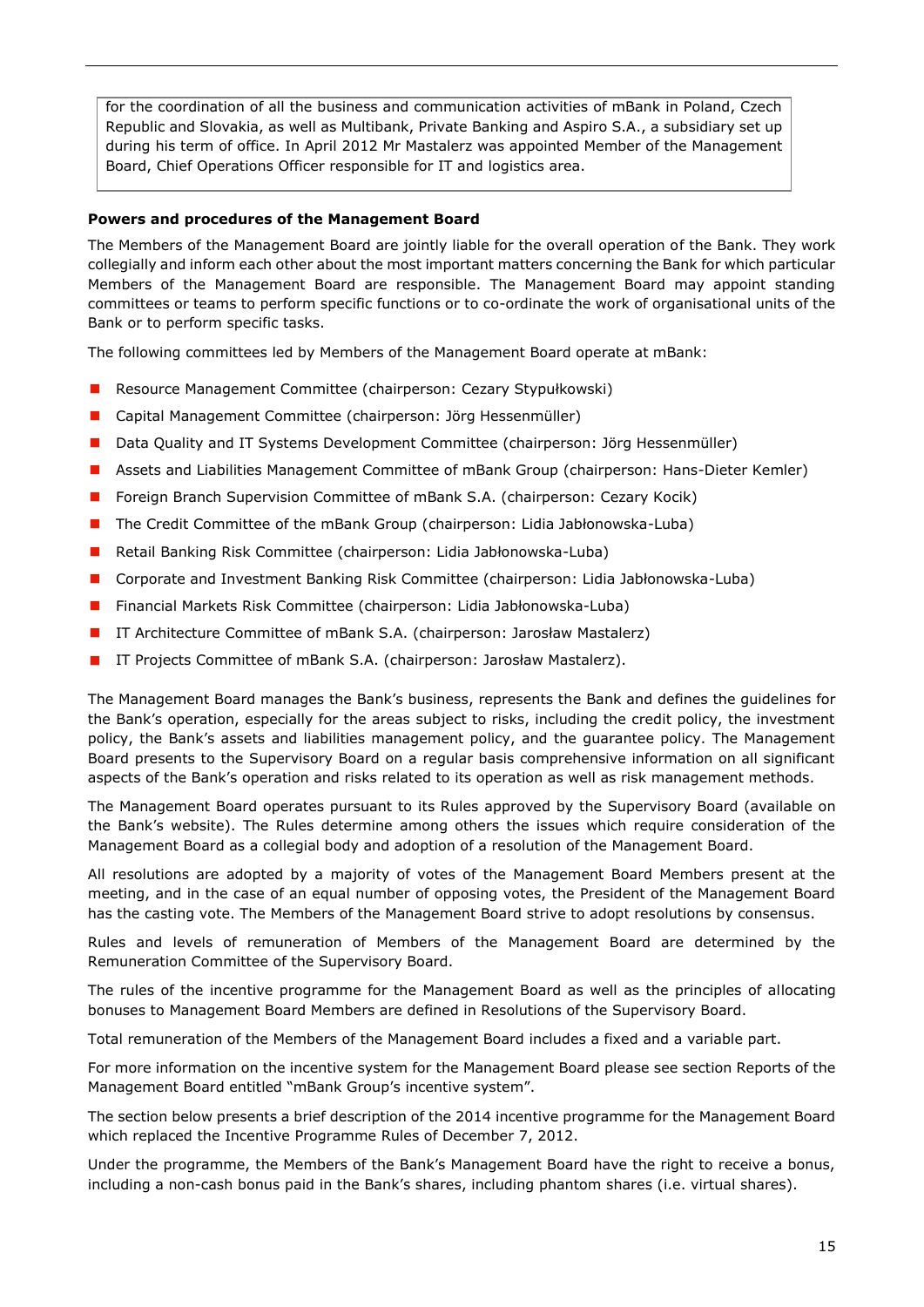for the coordination of all the business and communication activities of mBank in Poland, Czech Republic and Slovakia, as well as Multibank, Private Banking and Aspiro S.A., a subsidiary set up during his term of office. In April 2012 Mr Mastalerz was appointed Member of the Management Board, Chief Operations Officer responsible for IT and logistics area.

**Powers and procedures of the Management Board**

The Members of the Management Board are jointly liable for the overall operation of the Bank. They work collegially and inform each other about the most important matters concerning the Bank for which particular Members of the Management Board are responsible. The Management Board may appoint standing committees or teams to perform specific functions or to co-ordinate the work of organisational units of the Bank or to perform specific tasks.

The following committees led by Members of the Management Board operate at mBank:

- Resource Management Committee (chairperson: Cezary Stypułkowski)
- Capital Management Committee (chairperson: Jörg Hessenmüller)
- Data Quality and IT Systems Development Committee (chairperson: Jörg Hessenmüller)
- Assets and Liabilities Management Committee of mBank Group (chairperson: Hans-Dieter Kemler)
- Foreign Branch Supervision Committee of mBank S.A. (chairperson: Cezary Kocik)
- The Credit Committee of the mBank Group (chairperson: Lidia Jabłonowska-Luba)
- Retail Banking Risk Committee (chairperson: Lidia Jabłonowska-Luba)
- Corporate and Investment Banking Risk Committee (chairperson: Lidia Jabłonowska-Luba)
- Financial Markets Risk Committee (chairperson: Lidia Jabłonowska-Luba)
- IT Architecture Committee of mBank S.A. (chairperson: Jarosław Mastalerz)
- IT Projects Committee of mBank S.A. (chairperson: Jarosław Mastalerz).

The Management Board manages the Bank's business, represents the Bank and defines the guidelines for the Bank's operation, especially for the areas subject to risks, including the credit policy, the investment policy, the Bank's assets and liabilities management policy, and the guarantee policy. The Management Board presents to the Supervisory Board on a regular basis comprehensive information on all significant aspects of the Bank's operation and risks related to its operation as well as risk management methods.

The Management Board operates pursuant to its Rules approved by the Supervisory Board (available on the Bank's website). The Rules determine among others the issues which require consideration of the Management Board as a collegial body and adoption of a resolution of the Management Board.

All resolutions are adopted by a majority of votes of the Management Board Members present at the meeting, and in the case of an equal number of opposing votes, the President of the Management Board has the casting vote. The Members of the Management Board strive to adopt resolutions by consensus.

Rules and levels of remuneration of Members of the Management Board are determined by the Remuneration Committee of the Supervisory Board.

The rules of the incentive programme for the Management Board as well as the principles of allocating bonuses to Management Board Members are defined in Resolutions of the Supervisory Board.

Total remuneration of the Members of the Management Board includes a fixed and a variable part.

For more information on the incentive system for the Management Board please see section Reports of the Management Board entitled "mBank Group's incentive system".

The section below presents a brief description of the 2014 incentive programme for the Management Board which replaced the Incentive Programme Rules of December 7, 2012.

Under the programme, the Members of the Bank's Management Board have the right to receive a bonus, including a non-cash bonus paid in the Bank's shares, including phantom shares (i.e. virtual shares).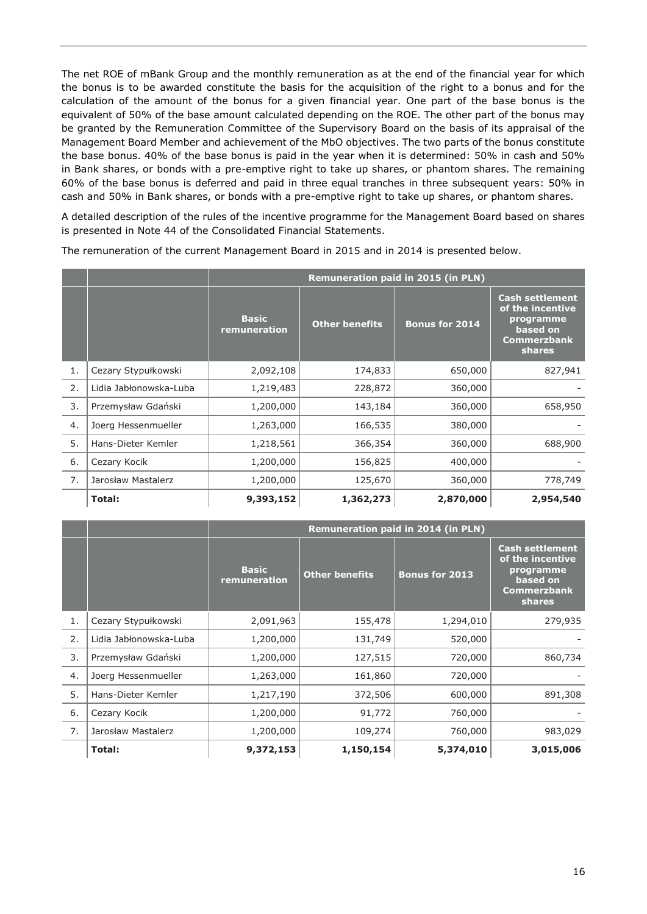The net ROE of mBank Group and the monthly remuneration as at the end of the financial year for which the bonus is to be awarded constitute the basis for the acquisition of the right to a bonus and for the calculation of the amount of the bonus for a given financial year. One part of the base bonus is the equivalent of 50% of the base amount calculated depending on the ROE. The other part of the bonus may be granted by the Remuneration Committee of the Supervisory Board on the basis of its appraisal of the Management Board Member and achievement of the MbO objectives. The two parts of the bonus constitute the base bonus. 40% of the base bonus is paid in the year when it is determined: 50% in cash and 50% in Bank shares, or bonds with a pre-emptive right to take up shares, or phantom shares. The remaining 60% of the base bonus is deferred and paid in three equal tranches in three subsequent years: 50% in cash and 50% in Bank shares, or bonds with a pre-emptive right to take up shares, or phantom shares.

A detailed description of the rules of the incentive programme for the Management Board based on shares is presented in Note 44 of the Consolidated Financial Statements.

The remuneration of the current Management Board in 2015 and in 2014 is presented below.

| | | Remuneration paid in 2015 (in PLN) | | | |
|---|---|---|---|---|---|
| | | Basic remuneration | Other benefits | Bonus for 2014 | Cash settlement of the incentive programme based on Commerzbank shares |
| 1. | Cezary Stypułkowski | 2,092,108 | 174,833 | 650,000 | 827,941 |
| 2. | Lidia Jabłonowska-Luba | 1,219,483 | 228,872 | 360,000 | - |
| 3. | Przemysław Gdański | 1,200,000 | 143,184 | 360,000 | 658,950 |
| 4. | Joerg Hessenmueller | 1,263,000 | 166,535 | 380,000 | - |
| 5. | Hans-Dieter Kemler | 1,218,561 | 366,354 | 360,000 | 688,900 |
| 6. | Cezary Kocik | 1,200,000 | 156,825 | 400,000 | - |
| 7. | Jarosław Mastalerz | 1,200,000 | 125,670 | 360,000 | 778,749 |
| | **Total:** | **9,393,152** | **1,362,273** | **2,870,000** | **2,954,540** |

| | | Remuneration paid in 2014 (in PLN) | | | |
|---|---|---|---|---|---|
| | | Basic remuneration | Other benefits | Bonus for 2013 | Cash settlement of the incentive programme based on Commerzbank shares |
| 1. | Cezary Stypułkowski | 2,091,963 | 155,478 | 1,294,010 | 279,935 |
| 2. | Lidia Jabłonowska-Luba | 1,200,000 | 131,749 | 520,000 | - |
| 3. | Przemysław Gdański | 1,200,000 | 127,515 | 720,000 | 860,734 |
| 4. | Joerg Hessenmueller | 1,263,000 | 161,860 | 720,000 | - |
| 5. | Hans-Dieter Kemler | 1,217,190 | 372,506 | 600,000 | 891,308 |
| 6. | Cezary Kocik | 1,200,000 | 91,772 | 760,000 | - |
| 7. | Jarosław Mastalerz | 1,200,000 | 109,274 | 760,000 | 983,029 |
| | **Total:** | **9,372,153** | **1,150,154** | **5,374,010** | **3,015,006** |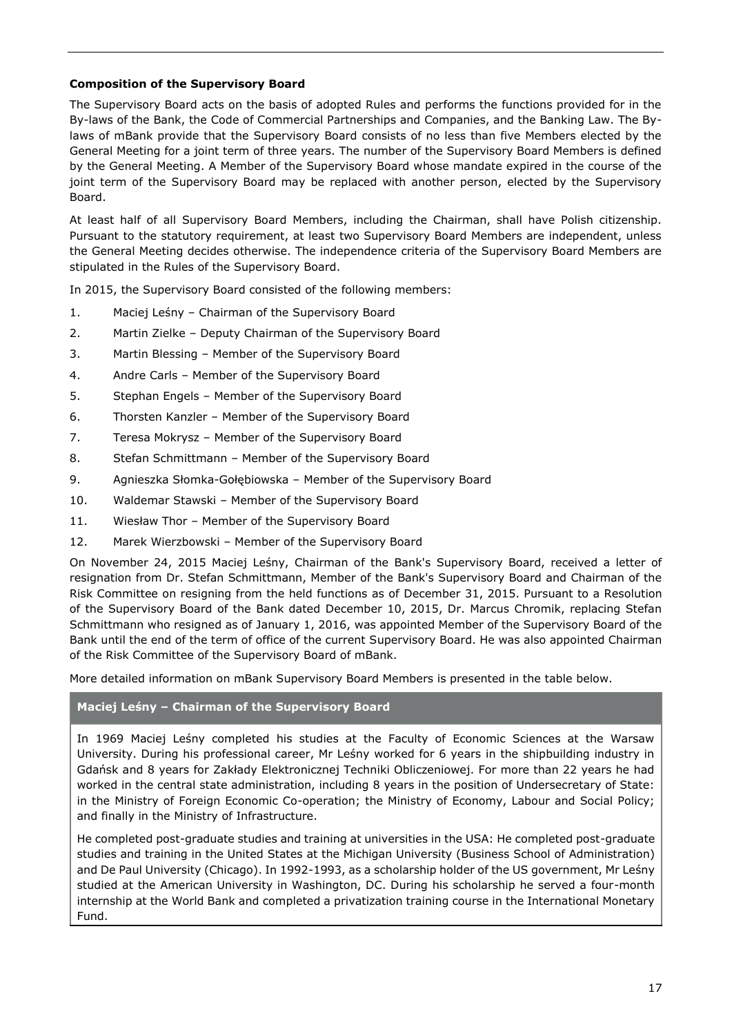### Composition of the Supervisory Board

The Supervisory Board acts on the basis of adopted Rules and performs the functions provided for in the By-laws of the Bank, the Code of Commercial Partnerships and Companies, and the Banking Law. The By-laws of mBank provide that the Supervisory Board consists of no less than five Members elected by the General Meeting for a joint term of three years. The number of the Supervisory Board Members is defined by the General Meeting. A Member of the Supervisory Board whose mandate expired in the course of the joint term of the Supervisory Board may be replaced with another person, elected by the Supervisory Board.

At least half of all Supervisory Board Members, including the Chairman, shall have Polish citizenship. Pursuant to the statutory requirement, at least two Supervisory Board Members are independent, unless the General Meeting decides otherwise. The independence criteria of the Supervisory Board Members are stipulated in the Rules of the Supervisory Board.

In 2015, the Supervisory Board consisted of the following members:

1. Maciej Leśny – Chairman of the Supervisory Board
2. Martin Zielke – Deputy Chairman of the Supervisory Board
3. Martin Blessing – Member of the Supervisory Board
4. Andre Carls – Member of the Supervisory Board
5. Stephan Engels – Member of the Supervisory Board
6. Thorsten Kanzler – Member of the Supervisory Board
7. Teresa Mokrysz – Member of the Supervisory Board
8. Stefan Schmittmann – Member of the Supervisory Board
9. Agnieszka Słomka-Gołębiowska – Member of the Supervisory Board
10. Waldemar Stawski – Member of the Supervisory Board
11. Wiesław Thor – Member of the Supervisory Board
12. Marek Wierzbowski – Member of the Supervisory Board

On November 24, 2015 Maciej Leśny, Chairman of the Bank's Supervisory Board, received a letter of resignation from Dr. Stefan Schmittmann, Member of the Bank's Supervisory Board and Chairman of the Risk Committee on resigning from the held functions as of December 31, 2015. Pursuant to a Resolution of the Supervisory Board of the Bank dated December 10, 2015, Dr. Marcus Chromik, replacing Stefan Schmittmann who resigned as of January 1, 2016, was appointed Member of the Supervisory Board of the Bank until the end of the term of office of the current Supervisory Board. He was also appointed Chairman of the Risk Committee of the Supervisory Board of mBank.

More detailed information on mBank Supervisory Board Members is presented in the table below.

| **Maciej Leśny – Chairman of the Supervisory Board** |
| --- |
| In 1969 Maciej Leśny completed his studies at the Faculty of Economic Sciences at the Warsaw University. During his professional career, Mr Leśny worked for 6 years in the shipbuilding industry in Gdańsk and 8 years for Zakłady Elektronicznej Techniki Obliczeniowej. For more than 22 years he had worked in the central state administration, including 8 years in the position of Undersecretary of State: in the Ministry of Foreign Economic Co-operation; the Ministry of Economy, Labour and Social Policy; and finally in the Ministry of Infrastructure.<br><br>He completed post-graduate studies and training at universities in the USA: He completed post-graduate studies and training in the United States at the Michigan University (Business School of Administration) and De Paul University (Chicago). In 1992-1993, as a scholarship holder of the US government, Mr Leśny studied at the American University in Washington, DC. During his scholarship he served a four-month internship at the World Bank and completed a privatization training course in the International Monetary Fund. |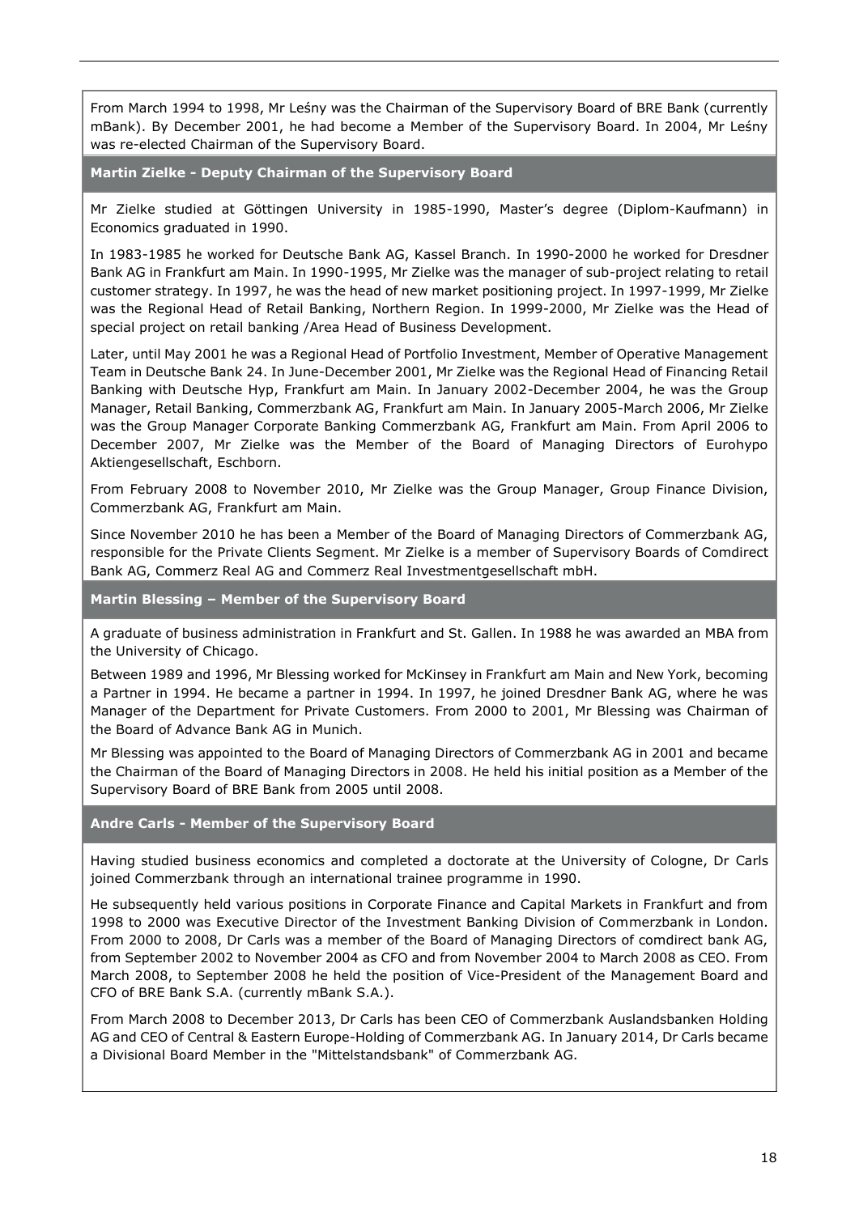From March 1994 to 1998, Mr Leśny was the Chairman of the Supervisory Board of BRE Bank (currently mBank). By December 2001, he had become a Member of the Supervisory Board. In 2004, Mr Leśny was re-elected Chairman of the Supervisory Board.

**Martin Zielke - Deputy Chairman of the Supervisory Board**

Mr Zielke studied at Göttingen University in 1985-1990, Master's degree (Diplom-Kaufmann) in Economics graduated in 1990.

In 1983-1985 he worked for Deutsche Bank AG, Kassel Branch. In 1990-2000 he worked for Dresdner Bank AG in Frankfurt am Main. In 1990-1995, Mr Zielke was the manager of sub-project relating to retail customer strategy. In 1997, he was the head of new market positioning project. In 1997-1999, Mr Zielke was the Regional Head of Retail Banking, Northern Region. In 1999-2000, Mr Zielke was the Head of special project on retail banking /Area Head of Business Development.

Later, until May 2001 he was a Regional Head of Portfolio Investment, Member of Operative Management Team in Deutsche Bank 24. In June-December 2001, Mr Zielke was the Regional Head of Financing Retail Banking with Deutsche Hyp, Frankfurt am Main. In January 2002-December 2004, he was the Group Manager, Retail Banking, Commerzbank AG, Frankfurt am Main. In January 2005-March 2006, Mr Zielke was the Group Manager Corporate Banking Commerzbank AG, Frankfurt am Main. From April 2006 to December 2007, Mr Zielke was the Member of the Board of Managing Directors of Eurohypo Aktiengesellschaft, Eschborn.

From February 2008 to November 2010, Mr Zielke was the Group Manager, Group Finance Division, Commerzbank AG, Frankfurt am Main.

Since November 2010 he has been a Member of the Board of Managing Directors of Commerzbank AG, responsible for the Private Clients Segment. Mr Zielke is a member of Supervisory Boards of Comdirect Bank AG, Commerz Real AG and Commerz Real Investmentgesellschaft mbH.

**Martin Blessing – Member of the Supervisory Board**

A graduate of business administration in Frankfurt and St. Gallen. In 1988 he was awarded an MBA from the University of Chicago.

Between 1989 and 1996, Mr Blessing worked for McKinsey in Frankfurt am Main and New York, becoming a Partner in 1994. He became a partner in 1994. In 1997, he joined Dresdner Bank AG, where he was Manager of the Department for Private Customers. From 2000 to 2001, Mr Blessing was Chairman of the Board of Advance Bank AG in Munich.

Mr Blessing was appointed to the Board of Managing Directors of Commerzbank AG in 2001 and became the Chairman of the Board of Managing Directors in 2008. He held his initial position as a Member of the Supervisory Board of BRE Bank from 2005 until 2008.

**Andre Carls - Member of the Supervisory Board**

Having studied business economics and completed a doctorate at the University of Cologne, Dr Carls joined Commerzbank through an international trainee programme in 1990.

He subsequently held various positions in Corporate Finance and Capital Markets in Frankfurt and from 1998 to 2000 was Executive Director of the Investment Banking Division of Commerzbank in London. From 2000 to 2008, Dr Carls was a member of the Board of Managing Directors of comdirect bank AG, from September 2002 to November 2004 as CFO and from November 2004 to March 2008 as CEO. From March 2008, to September 2008 he held the position of Vice-President of the Management Board and CFO of BRE Bank S.A. (currently mBank S.A.).

From March 2008 to December 2013, Dr Carls has been CEO of Commerzbank Auslandsbanken Holding AG and CEO of Central & Eastern Europe-Holding of Commerzbank AG. In January 2014, Dr Carls became a Divisional Board Member in the "Mittelstandsbank" of Commerzbank AG.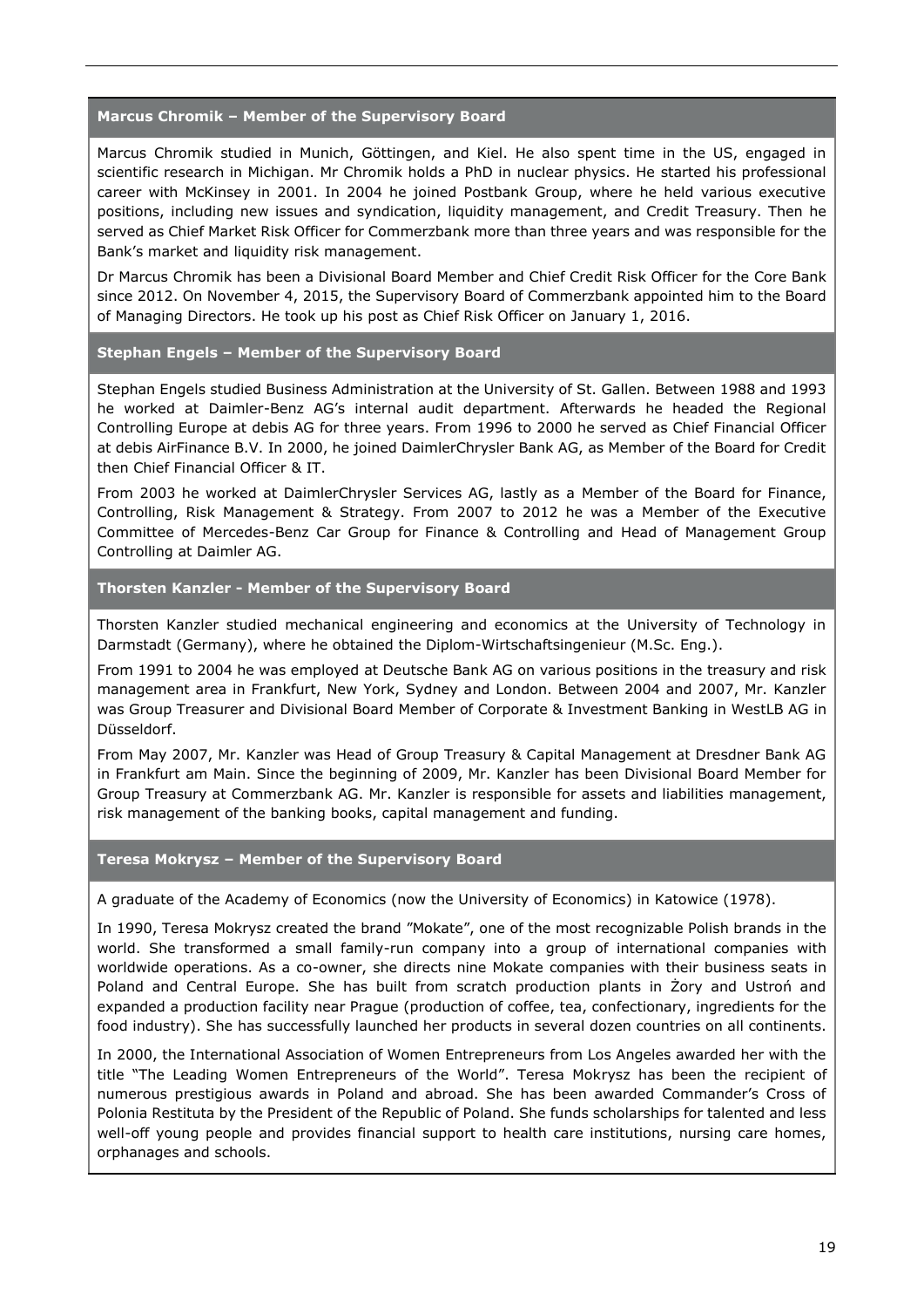### Marcus Chromik – Member of the Supervisory Board

Marcus Chromik studied in Munich, Göttingen, and Kiel. He also spent time in the US, engaged in scientific research in Michigan. Mr Chromik holds a PhD in nuclear physics. He started his professional career with McKinsey in 2001. In 2004 he joined Postbank Group, where he held various executive positions, including new issues and syndication, liquidity management, and Credit Treasury. Then he served as Chief Market Risk Officer for Commerzbank more than three years and was responsible for the Bank's market and liquidity risk management.

Dr Marcus Chromik has been a Divisional Board Member and Chief Credit Risk Officer for the Core Bank since 2012. On November 4, 2015, the Supervisory Board of Commerzbank appointed him to the Board of Managing Directors. He took up his post as Chief Risk Officer on January 1, 2016.

### Stephan Engels – Member of the Supervisory Board

Stephan Engels studied Business Administration at the University of St. Gallen. Between 1988 and 1993 he worked at Daimler-Benz AG's internal audit department. Afterwards he headed the Regional Controlling Europe at debis AG for three years. From 1996 to 2000 he served as Chief Financial Officer at debis AirFinance B.V. In 2000, he joined DaimlerChrysler Bank AG, as Member of the Board for Credit then Chief Financial Officer & IT.

From 2003 he worked at DaimlerChrysler Services AG, lastly as a Member of the Board for Finance, Controlling, Risk Management & Strategy. From 2007 to 2012 he was a Member of the Executive Committee of Mercedes-Benz Car Group for Finance & Controlling and Head of Management Group Controlling at Daimler AG.

### Thorsten Kanzler - Member of the Supervisory Board

Thorsten Kanzler studied mechanical engineering and economics at the University of Technology in Darmstadt (Germany), where he obtained the Diplom-Wirtschaftsingenieur (M.Sc. Eng.).

From 1991 to 2004 he was employed at Deutsche Bank AG on various positions in the treasury and risk management area in Frankfurt, New York, Sydney and London. Between 2004 and 2007, Mr. Kanzler was Group Treasurer and Divisional Board Member of Corporate & Investment Banking in WestLB AG in Düsseldorf.

From May 2007, Mr. Kanzler was Head of Group Treasury & Capital Management at Dresdner Bank AG in Frankfurt am Main. Since the beginning of 2009, Mr. Kanzler has been Divisional Board Member for Group Treasury at Commerzbank AG. Mr. Kanzler is responsible for assets and liabilities management, risk management of the banking books, capital management and funding.

### Teresa Mokrysz – Member of the Supervisory Board

A graduate of the Academy of Economics (now the University of Economics) in Katowice (1978).

In 1990, Teresa Mokrysz created the brand "Mokate", one of the most recognizable Polish brands in the world. She transformed a small family-run company into a group of international companies with worldwide operations. As a co-owner, she directs nine Mokate companies with their business seats in Poland and Central Europe. She has built from scratch production plants in Żory and Ustroń and expanded a production facility near Prague (production of coffee, tea, confectionary, ingredients for the food industry). She has successfully launched her products in several dozen countries on all continents.

In 2000, the International Association of Women Entrepreneurs from Los Angeles awarded her with the title "The Leading Women Entrepreneurs of the World". Teresa Mokrysz has been the recipient of numerous prestigious awards in Poland and abroad. She has been awarded Commander's Cross of Polonia Restituta by the President of the Republic of Poland. She funds scholarships for talented and less well-off young people and provides financial support to health care institutions, nursing care homes, orphanages and schools.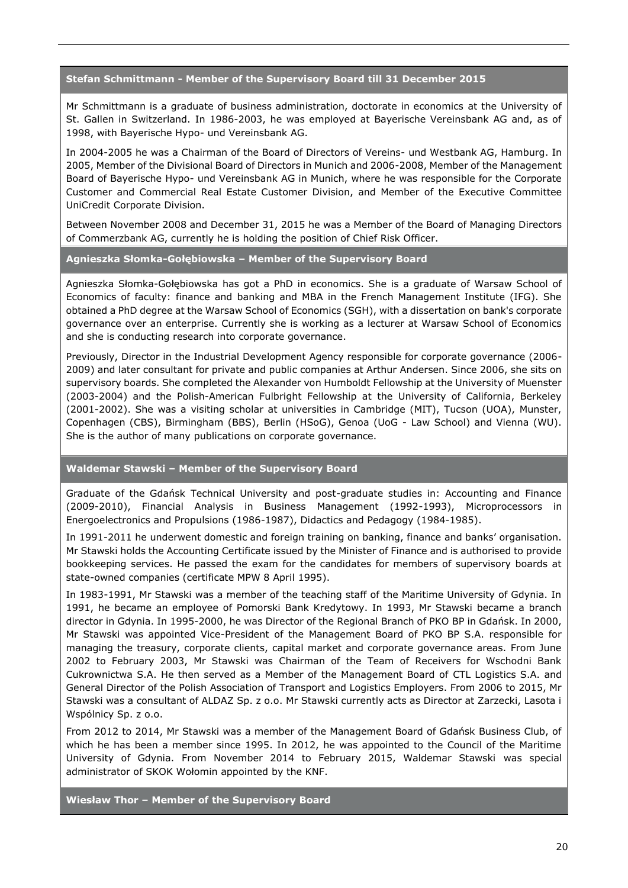### Stefan Schmittmann - Member of the Supervisory Board till 31 December 2015

Mr Schmittmann is a graduate of business administration, doctorate in economics at the University of St. Gallen in Switzerland. In 1986-2003, he was employed at Bayerische Vereinsbank AG and, as of 1998, with Bayerische Hypo- und Vereinsbank AG.

In 2004-2005 he was a Chairman of the Board of Directors of Vereins- und Westbank AG, Hamburg. In 2005, Member of the Divisional Board of Directors in Munich and 2006-2008, Member of the Management Board of Bayerische Hypo- und Vereinsbank AG in Munich, where he was responsible for the Corporate Customer and Commercial Real Estate Customer Division, and Member of the Executive Committee UniCredit Corporate Division.

Between November 2008 and December 31, 2015 he was a Member of the Board of Managing Directors of Commerzbank AG, currently he is holding the position of Chief Risk Officer.

### Agnieszka Słomka-Gołębiowska – Member of the Supervisory Board

Agnieszka Słomka-Gołębiowska has got a PhD in economics. She is a graduate of Warsaw School of Economics of faculty: finance and banking and MBA in the French Management Institute (IFG). She obtained a PhD degree at the Warsaw School of Economics (SGH), with a dissertation on bank's corporate governance over an enterprise. Currently she is working as a lecturer at Warsaw School of Economics and she is conducting research into corporate governance.

Previously, Director in the Industrial Development Agency responsible for corporate governance (2006-2009) and later consultant for private and public companies at Arthur Andersen. Since 2006, she sits on supervisory boards. She completed the Alexander von Humboldt Fellowship at the University of Muenster (2003-2004) and the Polish-American Fulbright Fellowship at the University of California, Berkeley (2001-2002). She was a visiting scholar at universities in Cambridge (MIT), Tucson (UOA), Munster, Copenhagen (CBS), Birmingham (BBS), Berlin (HSoG), Genoa (UoG - Law School) and Vienna (WU). She is the author of many publications on corporate governance.

### Waldemar Stawski – Member of the Supervisory Board

Graduate of the Gdańsk Technical University and post-graduate studies in: Accounting and Finance (2009-2010), Financial Analysis in Business Management (1992-1993), Microprocessors in Energoelectronics and Propulsions (1986-1987), Didactics and Pedagogy (1984-1985).

In 1991-2011 he underwent domestic and foreign training on banking, finance and banks' organisation. Mr Stawski holds the Accounting Certificate issued by the Minister of Finance and is authorised to provide bookkeeping services. He passed the exam for the candidates for members of supervisory boards at state-owned companies (certificate MPW 8 April 1995).

In 1983-1991, Mr Stawski was a member of the teaching staff of the Maritime University of Gdynia. In 1991, he became an employee of Pomorski Bank Kredytowy. In 1993, Mr Stawski became a branch director in Gdynia. In 1995-2000, he was Director of the Regional Branch of PKO BP in Gdańsk. In 2000, Mr Stawski was appointed Vice-President of the Management Board of PKO BP S.A. responsible for managing the treasury, corporate clients, capital market and corporate governance areas. From June 2002 to February 2003, Mr Stawski was Chairman of the Team of Receivers for Wschodni Bank Cukrownictwa S.A. He then served as a Member of the Management Board of CTL Logistics S.A. and General Director of the Polish Association of Transport and Logistics Employers. From 2006 to 2015, Mr Stawski was a consultant of ALDAZ Sp. z o.o. Mr Stawski currently acts as Director at Zarzecki, Lasota i Wspólnicy Sp. z o.o.

From 2012 to 2014, Mr Stawski was a member of the Management Board of Gdańsk Business Club, of which he has been a member since 1995. In 2012, he was appointed to the Council of the Maritime University of Gdynia. From November 2014 to February 2015, Waldemar Stawski was special administrator of SKOK Wołomin appointed by the KNF.

### Wiesław Thor – Member of the Supervisory Board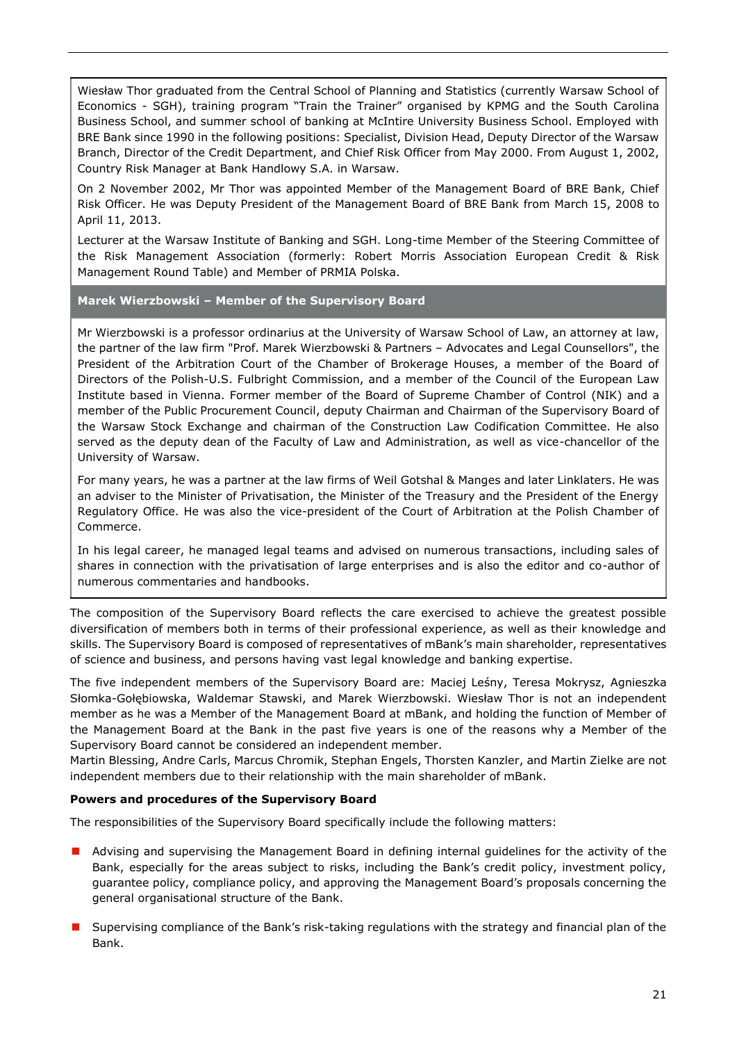Wiesław Thor graduated from the Central School of Planning and Statistics (currently Warsaw School of Economics - SGH), training program "Train the Trainer" organised by KPMG and the South Carolina Business School, and summer school of banking at McIntire University Business School. Employed with BRE Bank since 1990 in the following positions: Specialist, Division Head, Deputy Director of the Warsaw Branch, Director of the Credit Department, and Chief Risk Officer from May 2000. From August 1, 2002, Country Risk Manager at Bank Handlowy S.A. in Warsaw.

On 2 November 2002, Mr Thor was appointed Member of the Management Board of BRE Bank, Chief Risk Officer. He was Deputy President of the Management Board of BRE Bank from March 15, 2008 to April 11, 2013.

Lecturer at the Warsaw Institute of Banking and SGH. Long-time Member of the Steering Committee of the Risk Management Association (formerly: Robert Morris Association European Credit & Risk Management Round Table) and Member of PRMIA Polska.

**Marek Wierzbowski – Member of the Supervisory Board**

Mr Wierzbowski is a professor ordinarius at the University of Warsaw School of Law, an attorney at law, the partner of the law firm "Prof. Marek Wierzbowski & Partners – Advocates and Legal Counsellors", the President of the Arbitration Court of the Chamber of Brokerage Houses, a member of the Board of Directors of the Polish-U.S. Fulbright Commission, and a member of the Council of the European Law Institute based in Vienna. Former member of the Board of Supreme Chamber of Control (NIK) and a member of the Public Procurement Council, deputy Chairman and Chairman of the Supervisory Board of the Warsaw Stock Exchange and chairman of the Construction Law Codification Committee. He also served as the deputy dean of the Faculty of Law and Administration, as well as vice-chancellor of the University of Warsaw.

For many years, he was a partner at the law firms of Weil Gotshal & Manges and later Linklaters. He was an adviser to the Minister of Privatisation, the Minister of the Treasury and the President of the Energy Regulatory Office. He was also the vice-president of the Court of Arbitration at the Polish Chamber of Commerce.

In his legal career, he managed legal teams and advised on numerous transactions, including sales of shares in connection with the privatisation of large enterprises and is also the editor and co-author of numerous commentaries and handbooks.

The composition of the Supervisory Board reflects the care exercised to achieve the greatest possible diversification of members both in terms of their professional experience, as well as their knowledge and skills. The Supervisory Board is composed of representatives of mBank's main shareholder, representatives of science and business, and persons having vast legal knowledge and banking expertise.

The five independent members of the Supervisory Board are: Maciej Leśny, Teresa Mokrysz, Agnieszka Słomka-Gołębiowska, Waldemar Stawski, and Marek Wierzbowski. Wiesław Thor is not an independent member as he was a Member of the Management Board at mBank, and holding the function of Member of the Management Board at the Bank in the past five years is one of the reasons why a Member of the Supervisory Board cannot be considered an independent member.
Martin Blessing, Andre Carls, Marcus Chromik, Stephan Engels, Thorsten Kanzler, and Martin Zielke are not independent members due to their relationship with the main shareholder of mBank.

**Powers and procedures of the Supervisory Board**

The responsibilities of the Supervisory Board specifically include the following matters:

- Advising and supervising the Management Board in defining internal guidelines for the activity of the Bank, especially for the areas subject to risks, including the Bank's credit policy, investment policy, guarantee policy, compliance policy, and approving the Management Board's proposals concerning the general organisational structure of the Bank.
- Supervising compliance of the Bank's risk-taking regulations with the strategy and financial plan of the Bank.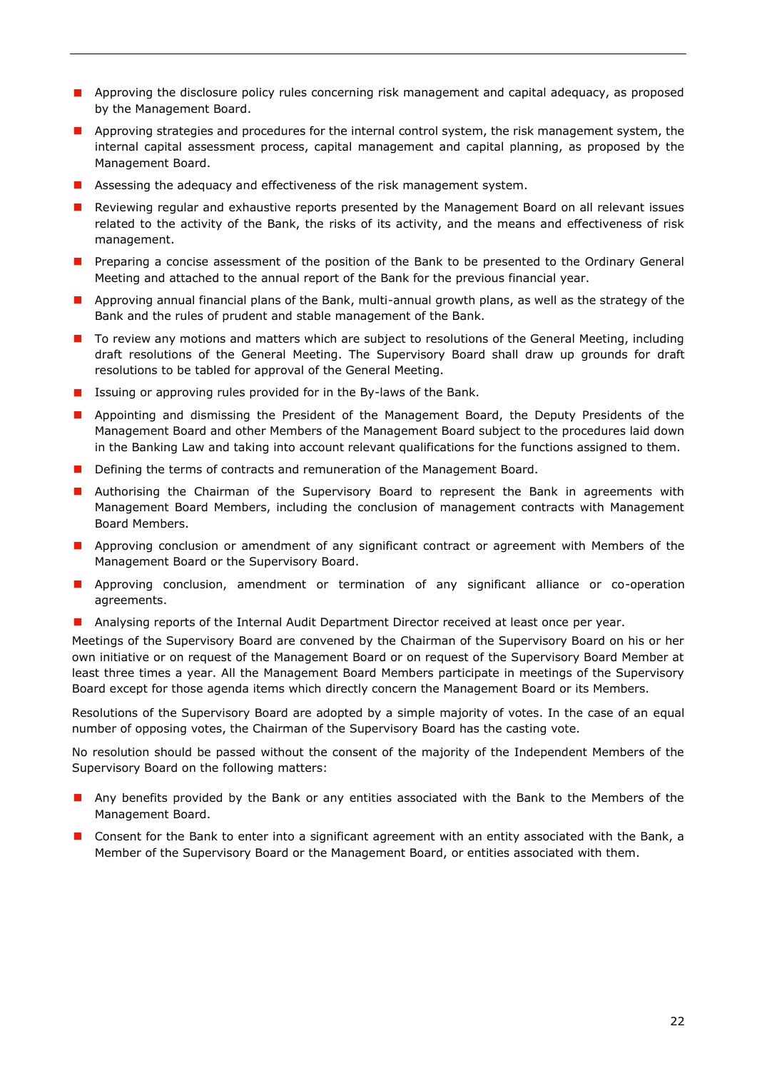- Approving the disclosure policy rules concerning risk management and capital adequacy, as proposed by the Management Board.
- Approving strategies and procedures for the internal control system, the risk management system, the internal capital assessment process, capital management and capital planning, as proposed by the Management Board.
- Assessing the adequacy and effectiveness of the risk management system.
- Reviewing regular and exhaustive reports presented by the Management Board on all relevant issues related to the activity of the Bank, the risks of its activity, and the means and effectiveness of risk management.
- Preparing a concise assessment of the position of the Bank to be presented to the Ordinary General Meeting and attached to the annual report of the Bank for the previous financial year.
- Approving annual financial plans of the Bank, multi-annual growth plans, as well as the strategy of the Bank and the rules of prudent and stable management of the Bank.
- To review any motions and matters which are subject to resolutions of the General Meeting, including draft resolutions of the General Meeting. The Supervisory Board shall draw up grounds for draft resolutions to be tabled for approval of the General Meeting.
- Issuing or approving rules provided for in the By-laws of the Bank.
- Appointing and dismissing the President of the Management Board, the Deputy Presidents of the Management Board and other Members of the Management Board subject to the procedures laid down in the Banking Law and taking into account relevant qualifications for the functions assigned to them.
- Defining the terms of contracts and remuneration of the Management Board.
- Authorising the Chairman of the Supervisory Board to represent the Bank in agreements with Management Board Members, including the conclusion of management contracts with Management Board Members.
- Approving conclusion or amendment of any significant contract or agreement with Members of the Management Board or the Supervisory Board.
- Approving conclusion, amendment or termination of any significant alliance or co-operation agreements.
- Analysing reports of the Internal Audit Department Director received at least once per year.

Meetings of the Supervisory Board are convened by the Chairman of the Supervisory Board on his or her own initiative or on request of the Management Board or on request of the Supervisory Board Member at least three times a year. All the Management Board Members participate in meetings of the Supervisory Board except for those agenda items which directly concern the Management Board or its Members.

Resolutions of the Supervisory Board are adopted by a simple majority of votes. In the case of an equal number of opposing votes, the Chairman of the Supervisory Board has the casting vote.

No resolution should be passed without the consent of the majority of the Independent Members of the Supervisory Board on the following matters:

- Any benefits provided by the Bank or any entities associated with the Bank to the Members of the Management Board.
- Consent for the Bank to enter into a significant agreement with an entity associated with the Bank, a Member of the Supervisory Board or the Management Board, or entities associated with them.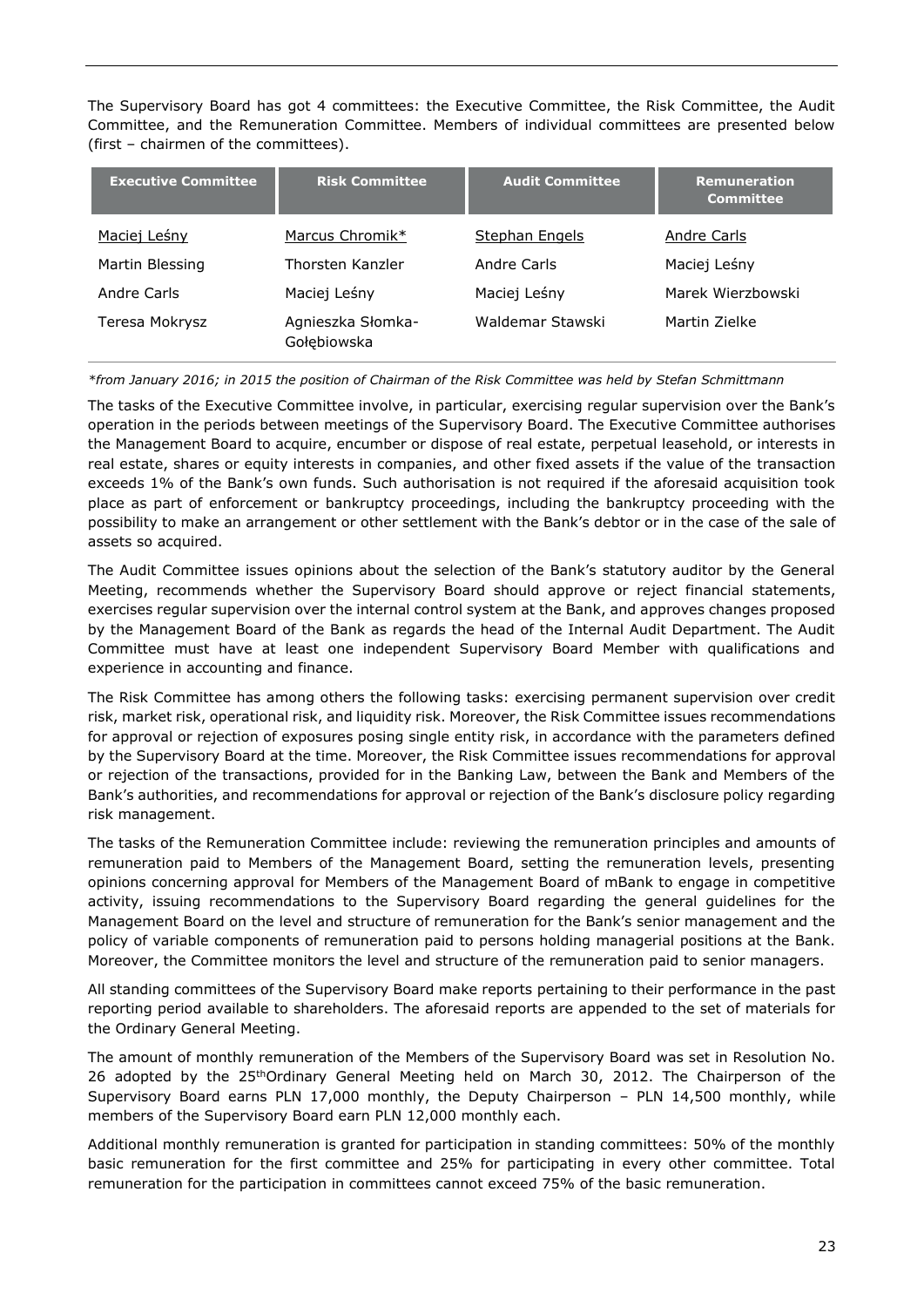The Supervisory Board has got 4 committees: the Executive Committee, the Risk Committee, the Audit Committee, and the Remuneration Committee. Members of individual committees are presented below (first – chairmen of the committees).

| Executive Committee | Risk Committee | Audit Committee | Remuneration Committee |
|---|---|---|---|
| Maciej Leśny | Marcus Chromik* | Stephan Engels | Andre Carls |
| Martin Blessing | Thorsten Kanzler | Andre Carls | Maciej Leśny |
| Andre Carls | Maciej Leśny | Maciej Leśny | Marek Wierzbowski |
| Teresa Mokrysz | Agnieszka Słomka-Gołębiowska | Waldemar Stawski | Martin Zielke |

*\*from January 2016; in 2015 the position of Chairman of the Risk Committee was held by Stefan Schmittmann*

The tasks of the Executive Committee involve, in particular, exercising regular supervision over the Bank's operation in the periods between meetings of the Supervisory Board. The Executive Committee authorises the Management Board to acquire, encumber or dispose of real estate, perpetual leasehold, or interests in real estate, shares or equity interests in companies, and other fixed assets if the value of the transaction exceeds 1% of the Bank's own funds. Such authorisation is not required if the aforesaid acquisition took place as part of enforcement or bankruptcy proceedings, including the bankruptcy proceeding with the possibility to make an arrangement or other settlement with the Bank's debtor or in the case of the sale of assets so acquired.

The Audit Committee issues opinions about the selection of the Bank's statutory auditor by the General Meeting, recommends whether the Supervisory Board should approve or reject financial statements, exercises regular supervision over the internal control system at the Bank, and approves changes proposed by the Management Board of the Bank as regards the head of the Internal Audit Department. The Audit Committee must have at least one independent Supervisory Board Member with qualifications and experience in accounting and finance.

The Risk Committee has among others the following tasks: exercising permanent supervision over credit risk, market risk, operational risk, and liquidity risk. Moreover, the Risk Committee issues recommendations for approval or rejection of exposures posing single entity risk, in accordance with the parameters defined by the Supervisory Board at the time. Moreover, the Risk Committee issues recommendations for approval or rejection of the transactions, provided for in the Banking Law, between the Bank and Members of the Bank's authorities, and recommendations for approval or rejection of the Bank's disclosure policy regarding risk management.

The tasks of the Remuneration Committee include: reviewing the remuneration principles and amounts of remuneration paid to Members of the Management Board, setting the remuneration levels, presenting opinions concerning approval for Members of the Management Board of mBank to engage in competitive activity, issuing recommendations to the Supervisory Board regarding the general guidelines for the Management Board on the level and structure of remuneration for the Bank's senior management and the policy of variable components of remuneration paid to persons holding managerial positions at the Bank. Moreover, the Committee monitors the level and structure of the remuneration paid to senior managers.

All standing committees of the Supervisory Board make reports pertaining to their performance in the past reporting period available to shareholders. The aforesaid reports are appended to the set of materials for the Ordinary General Meeting.

The amount of monthly remuneration of the Members of the Supervisory Board was set in Resolution No. 26 adopted by the 25th Ordinary General Meeting held on March 30, 2012. The Chairperson of the Supervisory Board earns PLN 17,000 monthly, the Deputy Chairperson – PLN 14,500 monthly, while members of the Supervisory Board earn PLN 12,000 monthly each.

Additional monthly remuneration is granted for participation in standing committees: 50% of the monthly basic remuneration for the first committee and 25% for participating in every other committee. Total remuneration for the participation in committees cannot exceed 75% of the basic remuneration.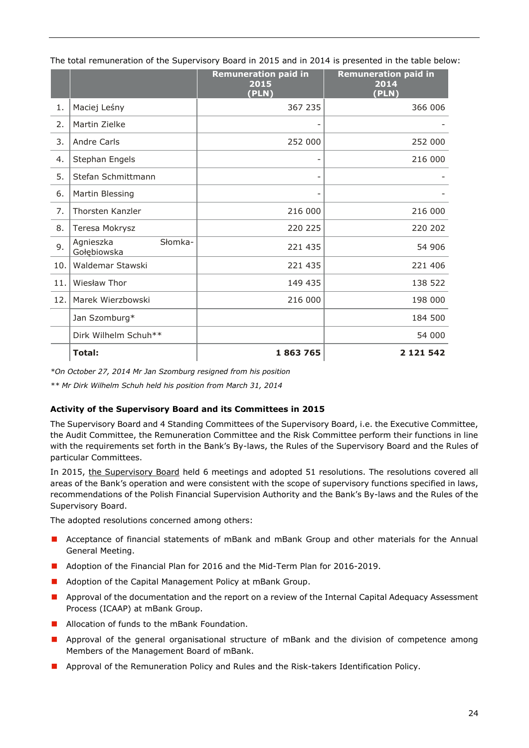The total remuneration of the Supervisory Board in 2015 and in 2014 is presented in the table below:

| | | Remuneration paid in 2015 (PLN) | Remuneration paid in 2014 (PLN) |
|---|---|---|---|
| 1. | Maciej Leśny | 367 235 | 366 006 |
| 2. | Martin Zielke | - | - |
| 3. | Andre Carls | 252 000 | 252 000 |
| 4. | Stephan Engels | - | 216 000 |
| 5. | Stefan Schmittmann | - | - |
| 6. | Martin Blessing | - | - |
| 7. | Thorsten Kanzler | 216 000 | 216 000 |
| 8. | Teresa Mokrysz | 220 225 | 220 202 |
| 9. | Agnieszka Słomka-Gołębiowska | 221 435 | 54 906 |
| 10. | Waldemar Stawski | 221 435 | 221 406 |
| 11. | Wiesław Thor | 149 435 | 138 522 |
| 12. | Marek Wierzbowski | 216 000 | 198 000 |
| | Jan Szomburg* | | 184 500 |
| | Dirk Wilhelm Schuh** | | 54 000 |
| | **Total:** | **1 863 765** | **2 121 542** |

*\*On October 27, 2014 Mr Jan Szomburg resigned from his position*

*\*\* Mr Dirk Wilhelm Schuh held his position from March 31, 2014*

**Activity of the Supervisory Board and its Committees in 2015**

The Supervisory Board and 4 Standing Committees of the Supervisory Board, i.e. the Executive Committee, the Audit Committee, the Remuneration Committee and the Risk Committee perform their functions in line with the requirements set forth in the Bank's By-laws, the Rules of the Supervisory Board and the Rules of particular Committees.

In 2015, the Supervisory Board held 6 meetings and adopted 51 resolutions. The resolutions covered all areas of the Bank's operation and were consistent with the scope of supervisory functions specified in laws, recommendations of the Polish Financial Supervision Authority and the Bank's By-laws and the Rules of the Supervisory Board.

The adopted resolutions concerned among others:

- Acceptance of financial statements of mBank and mBank Group and other materials for the Annual General Meeting.
- Adoption of the Financial Plan for 2016 and the Mid-Term Plan for 2016-2019.
- Adoption of the Capital Management Policy at mBank Group.
- Approval of the documentation and the report on a review of the Internal Capital Adequacy Assessment Process (ICAAP) at mBank Group.
- Allocation of funds to the mBank Foundation.
- Approval of the general organisational structure of mBank and the division of competence among Members of the Management Board of mBank.
- Approval of the Remuneration Policy and Rules and the Risk-takers Identification Policy.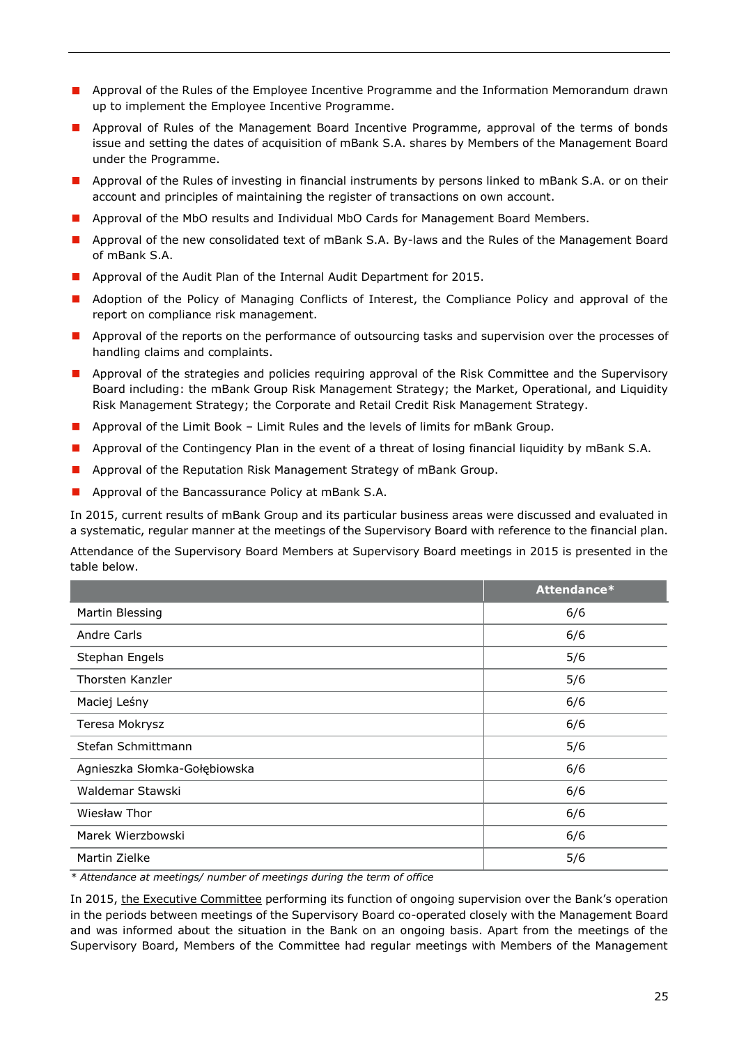- Approval of the Rules of the Employee Incentive Programme and the Information Memorandum drawn up to implement the Employee Incentive Programme.
- Approval of Rules of the Management Board Incentive Programme, approval of the terms of bonds issue and setting the dates of acquisition of mBank S.A. shares by Members of the Management Board under the Programme.
- Approval of the Rules of investing in financial instruments by persons linked to mBank S.A. or on their account and principles of maintaining the register of transactions on own account.
- Approval of the MbO results and Individual MbO Cards for Management Board Members.
- Approval of the new consolidated text of mBank S.A. By-laws and the Rules of the Management Board of mBank S.A.
- Approval of the Audit Plan of the Internal Audit Department for 2015.
- Adoption of the Policy of Managing Conflicts of Interest, the Compliance Policy and approval of the report on compliance risk management.
- Approval of the reports on the performance of outsourcing tasks and supervision over the processes of handling claims and complaints.
- Approval of the strategies and policies requiring approval of the Risk Committee and the Supervisory Board including: the mBank Group Risk Management Strategy; the Market, Operational, and Liquidity Risk Management Strategy; the Corporate and Retail Credit Risk Management Strategy.
- Approval of the Limit Book – Limit Rules and the levels of limits for mBank Group.
- Approval of the Contingency Plan in the event of a threat of losing financial liquidity by mBank S.A.
- Approval of the Reputation Risk Management Strategy of mBank Group.
- Approval of the Bancassurance Policy at mBank S.A.

In 2015, current results of mBank Group and its particular business areas were discussed and evaluated in a systematic, regular manner at the meetings of the Supervisory Board with reference to the financial plan.

Attendance of the Supervisory Board Members at Supervisory Board meetings in 2015 is presented in the table below.

| | Attendance* |
|---|---|
| Martin Blessing | 6/6 |
| Andre Carls | 6/6 |
| Stephan Engels | 5/6 |
| Thorsten Kanzler | 5/6 |
| Maciej Leśny | 6/6 |
| Teresa Mokrysz | 6/6 |
| Stefan Schmittmann | 5/6 |
| Agnieszka Słomka-Gołębiowska | 6/6 |
| Waldemar Stawski | 6/6 |
| Wiesław Thor | 6/6 |
| Marek Wierzbowski | 6/6 |
| Martin Zielke | 5/6 |

*\* Attendance at meetings/ number of meetings during the term of office*

In 2015, the Executive Committee performing its function of ongoing supervision over the Bank's operation in the periods between meetings of the Supervisory Board co-operated closely with the Management Board and was informed about the situation in the Bank on an ongoing basis. Apart from the meetings of the Supervisory Board, Members of the Committee had regular meetings with Members of the Management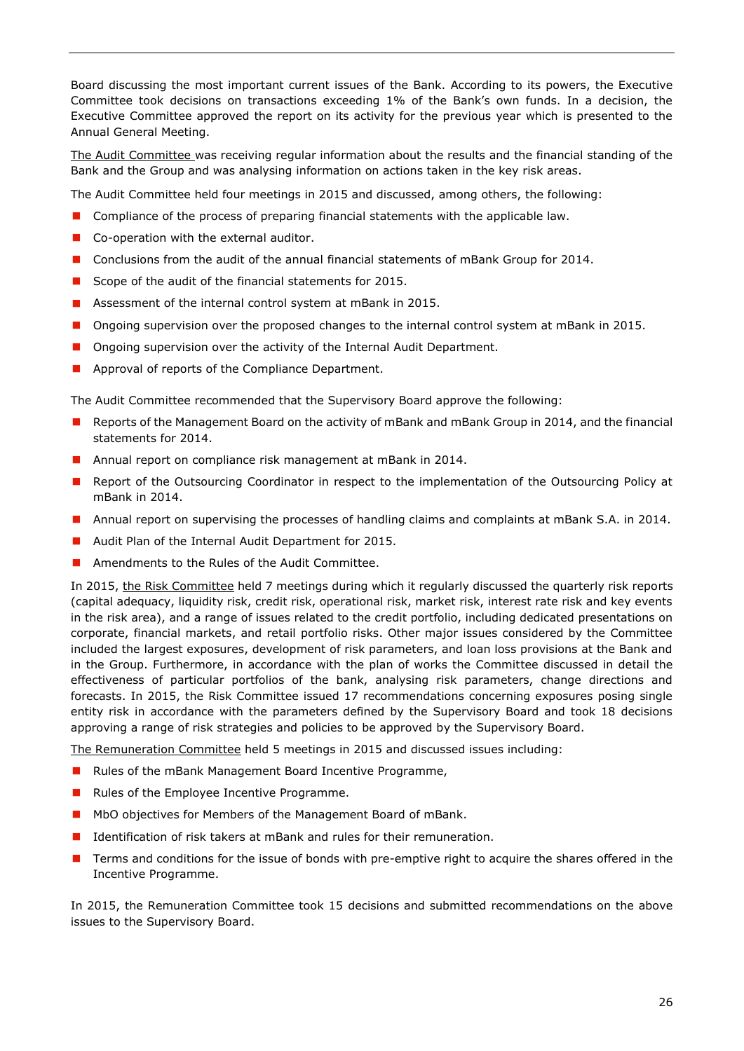Board discussing the most important current issues of the Bank. According to its powers, the Executive Committee took decisions on transactions exceeding 1% of the Bank's own funds. In a decision, the Executive Committee approved the report on its activity for the previous year which is presented to the Annual General Meeting.

The Audit Committee was receiving regular information about the results and the financial standing of the Bank and the Group and was analysing information on actions taken in the key risk areas.

The Audit Committee held four meetings in 2015 and discussed, among others, the following:

- Compliance of the process of preparing financial statements with the applicable law.
- Co-operation with the external auditor.
- Conclusions from the audit of the annual financial statements of mBank Group for 2014.
- Scope of the audit of the financial statements for 2015.
- Assessment of the internal control system at mBank in 2015.
- Ongoing supervision over the proposed changes to the internal control system at mBank in 2015.
- Ongoing supervision over the activity of the Internal Audit Department.
- Approval of reports of the Compliance Department.

The Audit Committee recommended that the Supervisory Board approve the following:

- Reports of the Management Board on the activity of mBank and mBank Group in 2014, and the financial statements for 2014.
- Annual report on compliance risk management at mBank in 2014.
- Report of the Outsourcing Coordinator in respect to the implementation of the Outsourcing Policy at mBank in 2014.
- Annual report on supervising the processes of handling claims and complaints at mBank S.A. in 2014.
- Audit Plan of the Internal Audit Department for 2015.
- Amendments to the Rules of the Audit Committee.

In 2015, the Risk Committee held 7 meetings during which it regularly discussed the quarterly risk reports (capital adequacy, liquidity risk, credit risk, operational risk, market risk, interest rate risk and key events in the risk area), and a range of issues related to the credit portfolio, including dedicated presentations on corporate, financial markets, and retail portfolio risks. Other major issues considered by the Committee included the largest exposures, development of risk parameters, and loan loss provisions at the Bank and in the Group. Furthermore, in accordance with the plan of works the Committee discussed in detail the effectiveness of particular portfolios of the bank, analysing risk parameters, change directions and forecasts. In 2015, the Risk Committee issued 17 recommendations concerning exposures posing single entity risk in accordance with the parameters defined by the Supervisory Board and took 18 decisions approving a range of risk strategies and policies to be approved by the Supervisory Board.

The Remuneration Committee held 5 meetings in 2015 and discussed issues including:

- Rules of the mBank Management Board Incentive Programme,
- Rules of the Employee Incentive Programme.
- MbO objectives for Members of the Management Board of mBank.
- Identification of risk takers at mBank and rules for their remuneration.
- Terms and conditions for the issue of bonds with pre-emptive right to acquire the shares offered in the Incentive Programme.

In 2015, the Remuneration Committee took 15 decisions and submitted recommendations on the above issues to the Supervisory Board.